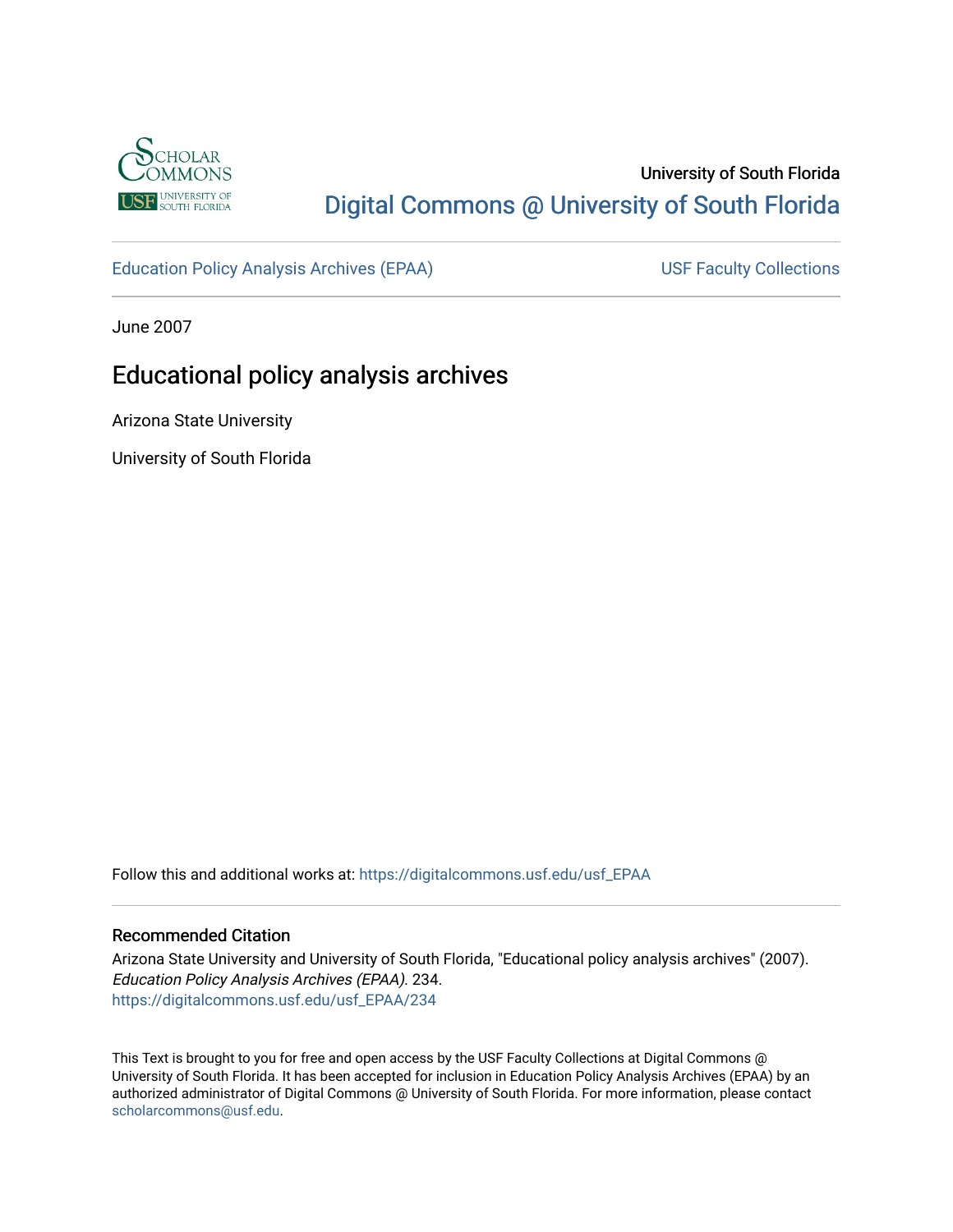University of South Florida

Digital Commons @ University of South Florida

Education Policy Analysis Archives (EPAA) | USF Faculty Collections

June 2007

# Educational policy analysis archives

Arizona State University

University of South Florida

Follow this and additional works at: https://digitalcommons.usf.edu/usf_EPAA

## Recommended Citation

Arizona State University and University of South Florida, "Educational policy analysis archives" (2007). *Education Policy Analysis Archives (EPAA)*. 234.
https://digitalcommons.usf.edu/usf_EPAA/234

This Text is brought to you for free and open access by the USF Faculty Collections at Digital Commons @ University of South Florida. It has been accepted for inclusion in Education Policy Analysis Archives (EPAA) by an authorized administrator of Digital Commons @ University of South Florida. For more information, please contact scholarcommons@usf.edu.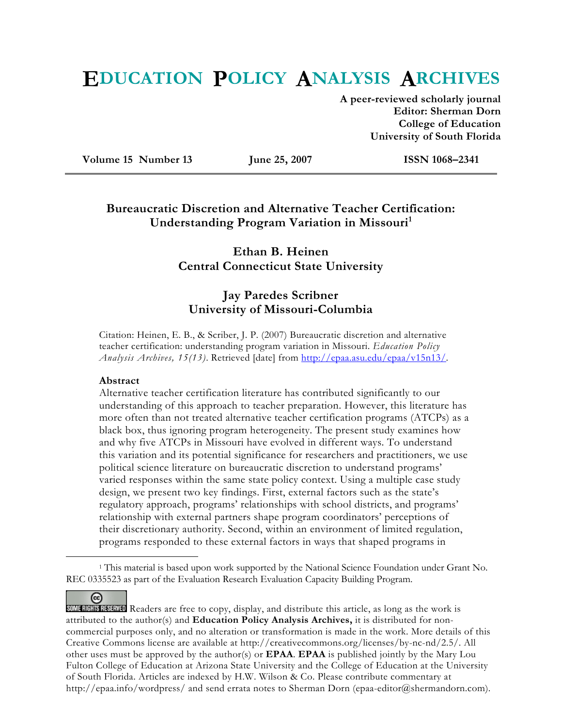# EDUCATION POLICY ANALYSIS ARCHIVES

**A peer-reviewed scholarly journal**
**Editor: Sherman Dorn**
**College of Education**
**University of South Florida**

**Volume 15 Number 13** | **June 25, 2007** | **ISSN 1068–2341**

## Bureaucratic Discretion and Alternative Teacher Certification: Understanding Program Variation in Missouri[1]

**Ethan B. Heinen**
**Central Connecticut State University**

**Jay Paredes Scribner**
**University of Missouri-Columbia**

Citation: Heinen, E. B., & Scriber, J. P. (2007) Bureaucratic discretion and alternative teacher certification: understanding program variation in Missouri. *Education Policy Analysis Archives, 15(13)*. Retrieved [date] from http://epaa.asu.edu/epaa/v15n13/.

**Abstract**

Alternative teacher certification literature has contributed significantly to our understanding of this approach to teacher preparation. However, this literature has more often than not treated alternative teacher certification programs (ATCPs) as a black box, thus ignoring program heterogeneity. The present study examines how and why five ATCPs in Missouri have evolved in different ways. To understand this variation and its potential significance for researchers and practitioners, we use political science literature on bureaucratic discretion to understand programs' varied responses within the same state policy context. Using a multiple case study design, we present two key findings. First, external factors such as the state's regulatory approach, programs' relationships with school districts, and programs' relationship with external partners shape program coordinators' perceptions of their discretionary authority. Second, within an environment of limited regulation, programs responded to these external factors in ways that shaped programs in

[1] This material is based upon work supported by the National Science Foundation under Grant No. REC 0335523 as part of the Evaluation Research Evaluation Capacity Building Program.

SOME RIGHTS RESERVED Readers are free to copy, display, and distribute this article, as long as the work is attributed to the author(s) and **Education Policy Analysis Archives,** it is distributed for non-commercial purposes only, and no alteration or transformation is made in the work. More details of this Creative Commons license are available at http://creativecommons.org/licenses/by-nc-nd/2.5/. All other uses must be approved by the author(s) or **EPAA**. **EPAA** is published jointly by the Mary Lou Fulton College of Education at Arizona State University and the College of Education at the University of South Florida. Articles are indexed by H.W. Wilson & Co. Please contribute commentary at http://epaa.info/wordpress/ and send errata notes to Sherman Dorn (epaa-editor@shermandorn.com).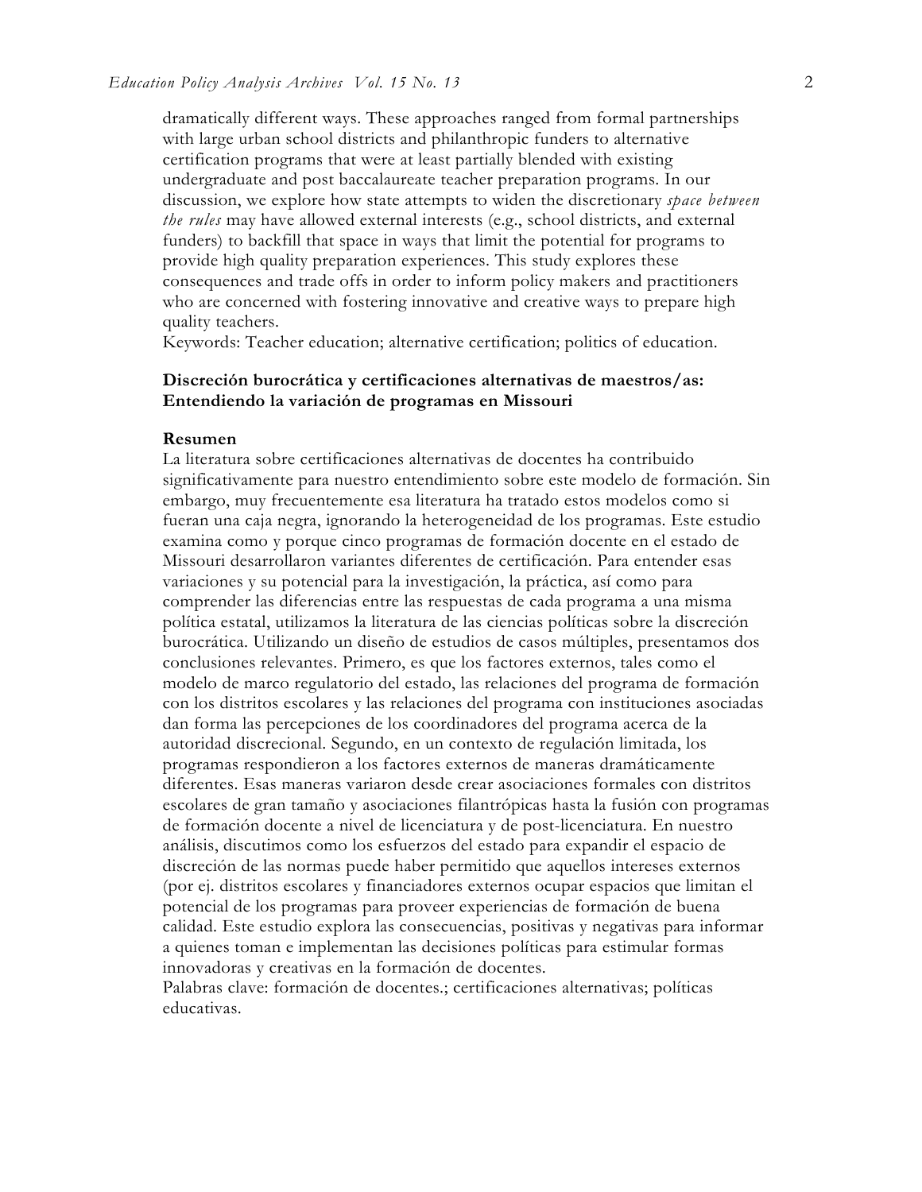dramatically different ways. These approaches ranged from formal partnerships with large urban school districts and philanthropic funders to alternative certification programs that were at least partially blended with existing undergraduate and post baccalaureate teacher preparation programs. In our discussion, we explore how state attempts to widen the discretionary *space between the rules* may have allowed external interests (e.g., school districts, and external funders) to backfill that space in ways that limit the potential for programs to provide high quality preparation experiences. This study explores these consequences and trade offs in order to inform policy makers and practitioners who are concerned with fostering innovative and creative ways to prepare high quality teachers.
Keywords: Teacher education; alternative certification; politics of education.

**Discreción burocrática y certificaciones alternativas de maestros/as: Entendiendo la variación de programas en Missouri**

**Resumen**
La literatura sobre certificaciones alternativas de docentes ha contribuido significativamente para nuestro entendimiento sobre este modelo de formación. Sin embargo, muy frecuentemente esa literatura ha tratado estos modelos como si fueran una caja negra, ignorando la heterogeneidad de los programas. Este estudio examina como y porque cinco programas de formación docente en el estado de Missouri desarrollaron variantes diferentes de certificación. Para entender esas variaciones y su potencial para la investigación, la práctica, así como para comprender las diferencias entre las respuestas de cada programa a una misma política estatal, utilizamos la literatura de las ciencias políticas sobre la discreción burocrática. Utilizando un diseño de estudios de casos múltiples, presentamos dos conclusiones relevantes. Primero, es que los factores externos, tales como el modelo de marco regulatorio del estado, las relaciones del programa de formación con los distritos escolares y las relaciones del programa con instituciones asociadas dan forma las percepciones de los coordinadores del programa acerca de la autoridad discrecional. Segundo, en un contexto de regulación limitada, los programas respondieron a los factores externos de maneras dramáticamente diferentes. Esas maneras variaron desde crear asociaciones formales con distritos escolares de gran tamaño y asociaciones filantrópicas hasta la fusión con programas de formación docente a nivel de licenciatura y de post-licenciatura. En nuestro análisis, discutimos como los esfuerzos del estado para expandir el espacio de discreción de las normas puede haber permitido que aquellos intereses externos (por ej. distritos escolares y financiadores externos ocupar espacios que limitan el potencial de los programas para proveer experiencias de formación de buena calidad. Este estudio explora las consecuencias, positivas y negativas para informar a quienes toman e implementan las decisiones políticas para estimular formas innovadoras y creativas en la formación de docentes.
Palabras clave: formación de docentes.; certificaciones alternativas; políticas educativas.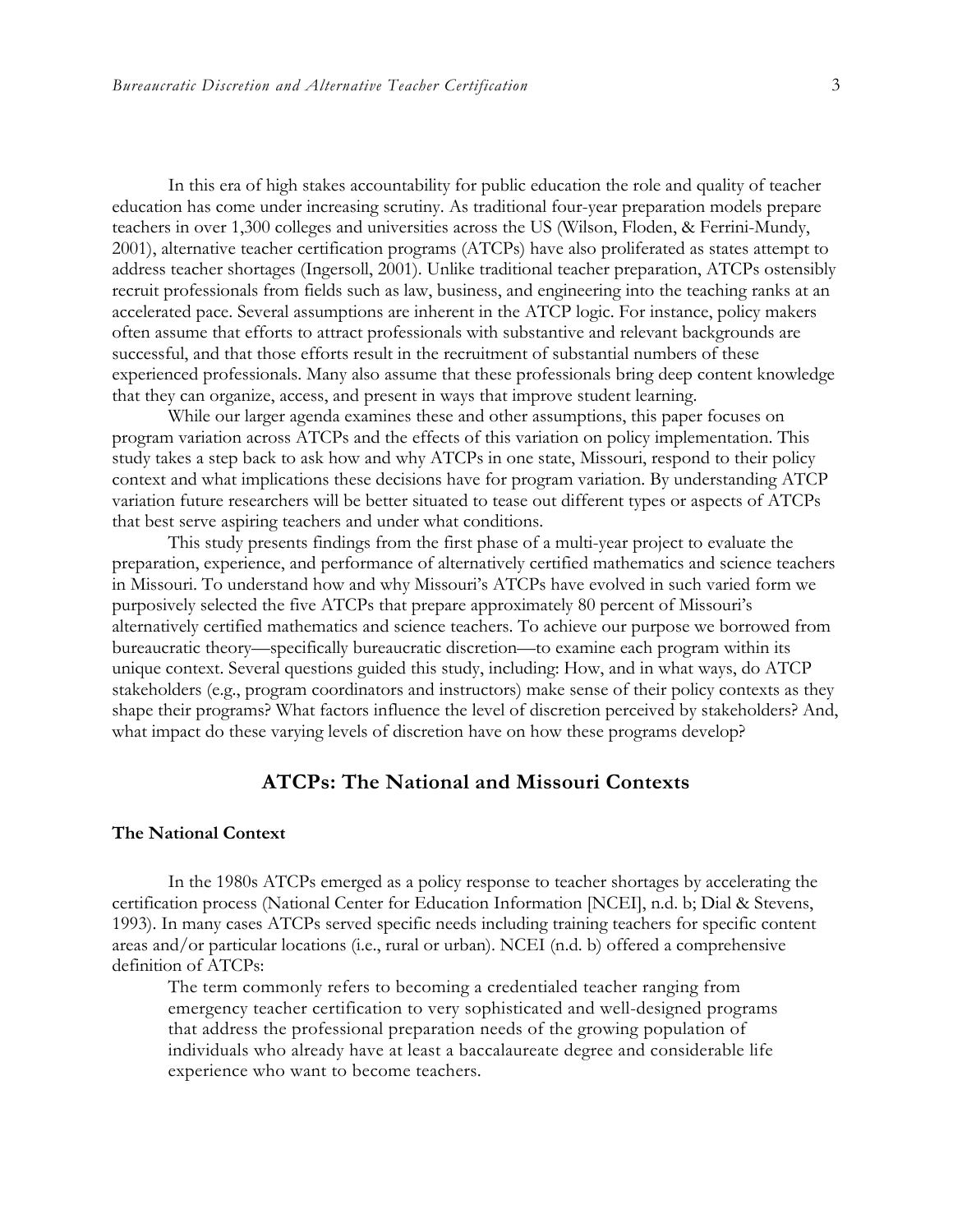In this era of high stakes accountability for public education the role and quality of teacher education has come under increasing scrutiny. As traditional four-year preparation models prepare teachers in over 1,300 colleges and universities across the US (Wilson, Floden, & Ferrini-Mundy, 2001), alternative teacher certification programs (ATCPs) have also proliferated as states attempt to address teacher shortages (Ingersoll, 2001). Unlike traditional teacher preparation, ATCPs ostensibly recruit professionals from fields such as law, business, and engineering into the teaching ranks at an accelerated pace. Several assumptions are inherent in the ATCP logic. For instance, policy makers often assume that efforts to attract professionals with substantive and relevant backgrounds are successful, and that those efforts result in the recruitment of substantial numbers of these experienced professionals. Many also assume that these professionals bring deep content knowledge that they can organize, access, and present in ways that improve student learning.

While our larger agenda examines these and other assumptions, this paper focuses on program variation across ATCPs and the effects of this variation on policy implementation. This study takes a step back to ask how and why ATCPs in one state, Missouri, respond to their policy context and what implications these decisions have for program variation. By understanding ATCP variation future researchers will be better situated to tease out different types or aspects of ATCPs that best serve aspiring teachers and under what conditions.

This study presents findings from the first phase of a multi-year project to evaluate the preparation, experience, and performance of alternatively certified mathematics and science teachers in Missouri. To understand how and why Missouri's ATCPs have evolved in such varied form we purposively selected the five ATCPs that prepare approximately 80 percent of Missouri's alternatively certified mathematics and science teachers. To achieve our purpose we borrowed from bureaucratic theory—specifically bureaucratic discretion—to examine each program within its unique context. Several questions guided this study, including: How, and in what ways, do ATCP stakeholders (e.g., program coordinators and instructors) make sense of their policy contexts as they shape their programs? What factors influence the level of discretion perceived by stakeholders? And, what impact do these varying levels of discretion have on how these programs develop?

## ATCPs: The National and Missouri Contexts

### The National Context

In the 1980s ATCPs emerged as a policy response to teacher shortages by accelerating the certification process (National Center for Education Information [NCEI], n.d. b; Dial & Stevens, 1993). In many cases ATCPs served specific needs including training teachers for specific content areas and/or particular locations (i.e., rural or urban). NCEI (n.d. b) offered a comprehensive definition of ATCPs:

> The term commonly refers to becoming a credentialed teacher ranging from emergency teacher certification to very sophisticated and well-designed programs that address the professional preparation needs of the growing population of individuals who already have at least a baccalaureate degree and considerable life experience who want to become teachers.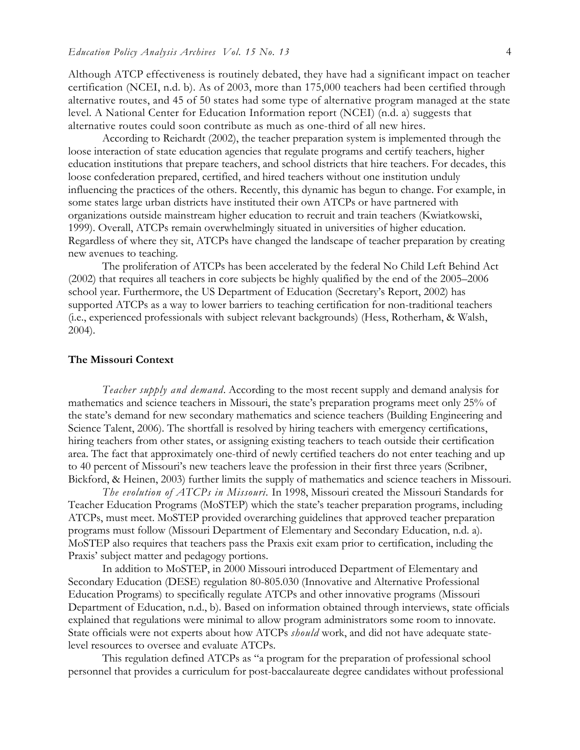Although ATCP effectiveness is routinely debated, they have had a significant impact on teacher certification (NCEI, n.d. b). As of 2003, more than 175,000 teachers had been certified through alternative routes, and 45 of 50 states had some type of alternative program managed at the state level. A National Center for Education Information report (NCEI) (n.d. a) suggests that alternative routes could soon contribute as much as one-third of all new hires.

According to Reichardt (2002), the teacher preparation system is implemented through the loose interaction of state education agencies that regulate programs and certify teachers, higher education institutions that prepare teachers, and school districts that hire teachers. For decades, this loose confederation prepared, certified, and hired teachers without one institution unduly influencing the practices of the others. Recently, this dynamic has begun to change. For example, in some states large urban districts have instituted their own ATCPs or have partnered with organizations outside mainstream higher education to recruit and train teachers (Kwiatkowski, 1999). Overall, ATCPs remain overwhelmingly situated in universities of higher education. Regardless of where they sit, ATCPs have changed the landscape of teacher preparation by creating new avenues to teaching.

The proliferation of ATCPs has been accelerated by the federal No Child Left Behind Act (2002) that requires all teachers in core subjects be highly qualified by the end of the 2005–2006 school year. Furthermore, the US Department of Education (Secretary's Report, 2002) has supported ATCPs as a way to lower barriers to teaching certification for non-traditional teachers (i.e., experienced professionals with subject relevant backgrounds) (Hess, Rotherham, & Walsh, 2004).

## The Missouri Context

*Teacher supply and demand*. According to the most recent supply and demand analysis for mathematics and science teachers in Missouri, the state's preparation programs meet only 25% of the state's demand for new secondary mathematics and science teachers (Building Engineering and Science Talent, 2006). The shortfall is resolved by hiring teachers with emergency certifications, hiring teachers from other states, or assigning existing teachers to teach outside their certification area. The fact that approximately one-third of newly certified teachers do not enter teaching and up to 40 percent of Missouri's new teachers leave the profession in their first three years (Scribner, Bickford, & Heinen, 2003) further limits the supply of mathematics and science teachers in Missouri.

*The evolution of ATCPs in Missouri.* In 1998, Missouri created the Missouri Standards for Teacher Education Programs (MoSTEP) which the state's teacher preparation programs, including ATCPs, must meet. MoSTEP provided overarching guidelines that approved teacher preparation programs must follow (Missouri Department of Elementary and Secondary Education, n.d. a). MoSTEP also requires that teachers pass the Praxis exit exam prior to certification, including the Praxis' subject matter and pedagogy portions.

In addition to MoSTEP, in 2000 Missouri introduced Department of Elementary and Secondary Education (DESE) regulation 80-805.030 (Innovative and Alternative Professional Education Programs) to specifically regulate ATCPs and other innovative programs (Missouri Department of Education, n.d., b). Based on information obtained through interviews, state officials explained that regulations were minimal to allow program administrators some room to innovate. State officials were not experts about how ATCPs *should* work, and did not have adequate state-level resources to oversee and evaluate ATCPs.

This regulation defined ATCPs as "a program for the preparation of professional school personnel that provides a curriculum for post-baccalaureate degree candidates without professional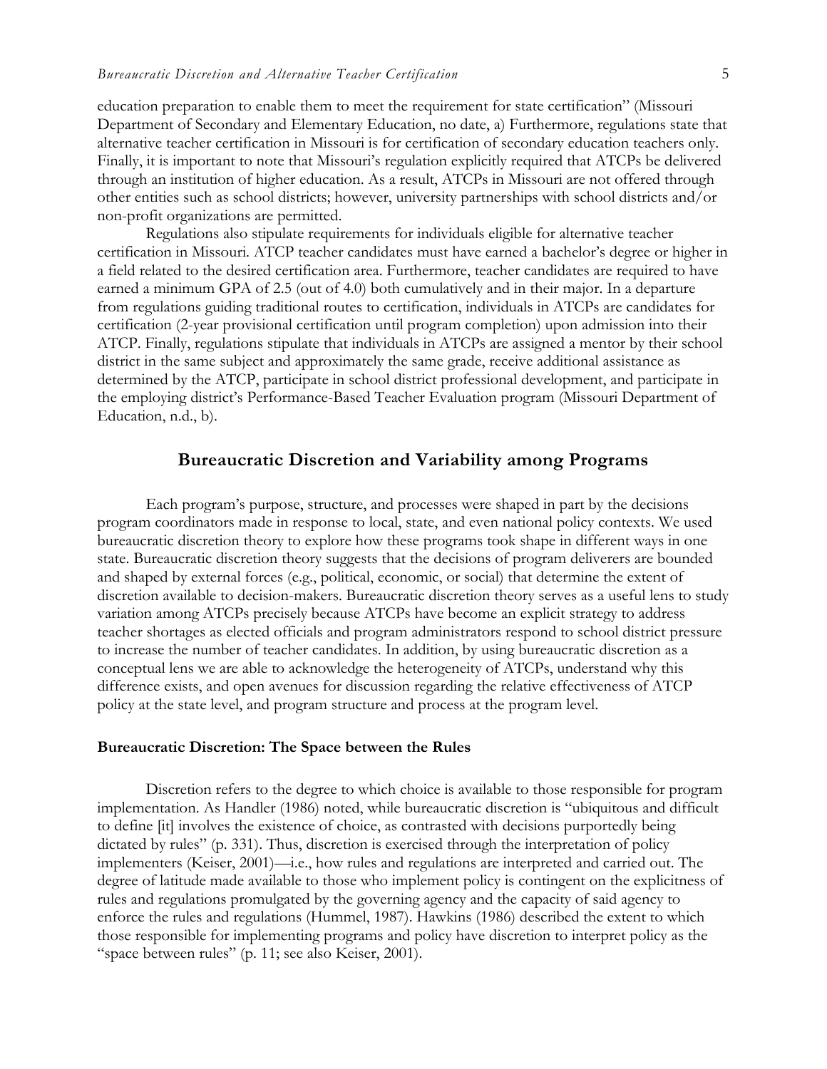education preparation to enable them to meet the requirement for state certification" (Missouri Department of Secondary and Elementary Education, no date, a) Furthermore, regulations state that alternative teacher certification in Missouri is for certification of secondary education teachers only. Finally, it is important to note that Missouri's regulation explicitly required that ATCPs be delivered through an institution of higher education. As a result, ATCPs in Missouri are not offered through other entities such as school districts; however, university partnerships with school districts and/or non-profit organizations are permitted.

Regulations also stipulate requirements for individuals eligible for alternative teacher certification in Missouri. ATCP teacher candidates must have earned a bachelor's degree or higher in a field related to the desired certification area. Furthermore, teacher candidates are required to have earned a minimum GPA of 2.5 (out of 4.0) both cumulatively and in their major. In a departure from regulations guiding traditional routes to certification, individuals in ATCPs are candidates for certification (2-year provisional certification until program completion) upon admission into their ATCP. Finally, regulations stipulate that individuals in ATCPs are assigned a mentor by their school district in the same subject and approximately the same grade, receive additional assistance as determined by the ATCP, participate in school district professional development, and participate in the employing district's Performance-Based Teacher Evaluation program (Missouri Department of Education, n.d., b).

## Bureaucratic Discretion and Variability among Programs

Each program's purpose, structure, and processes were shaped in part by the decisions program coordinators made in response to local, state, and even national policy contexts. We used bureaucratic discretion theory to explore how these programs took shape in different ways in one state. Bureaucratic discretion theory suggests that the decisions of program deliverers are bounded and shaped by external forces (e.g., political, economic, or social) that determine the extent of discretion available to decision-makers. Bureaucratic discretion theory serves as a useful lens to study variation among ATCPs precisely because ATCPs have become an explicit strategy to address teacher shortages as elected officials and program administrators respond to school district pressure to increase the number of teacher candidates. In addition, by using bureaucratic discretion as a conceptual lens we are able to acknowledge the heterogeneity of ATCPs, understand why this difference exists, and open avenues for discussion regarding the relative effectiveness of ATCP policy at the state level, and program structure and process at the program level.

### Bureaucratic Discretion: The Space between the Rules

Discretion refers to the degree to which choice is available to those responsible for program implementation. As Handler (1986) noted, while bureaucratic discretion is "ubiquitous and difficult to define [it] involves the existence of choice, as contrasted with decisions purportedly being dictated by rules" (p. 331). Thus, discretion is exercised through the interpretation of policy implementers (Keiser, 2001)—i.e., how rules and regulations are interpreted and carried out. The degree of latitude made available to those who implement policy is contingent on the explicitness of rules and regulations promulgated by the governing agency and the capacity of said agency to enforce the rules and regulations (Hummel, 1987). Hawkins (1986) described the extent to which those responsible for implementing programs and policy have discretion to interpret policy as the "space between rules" (p. 11; see also Keiser, 2001).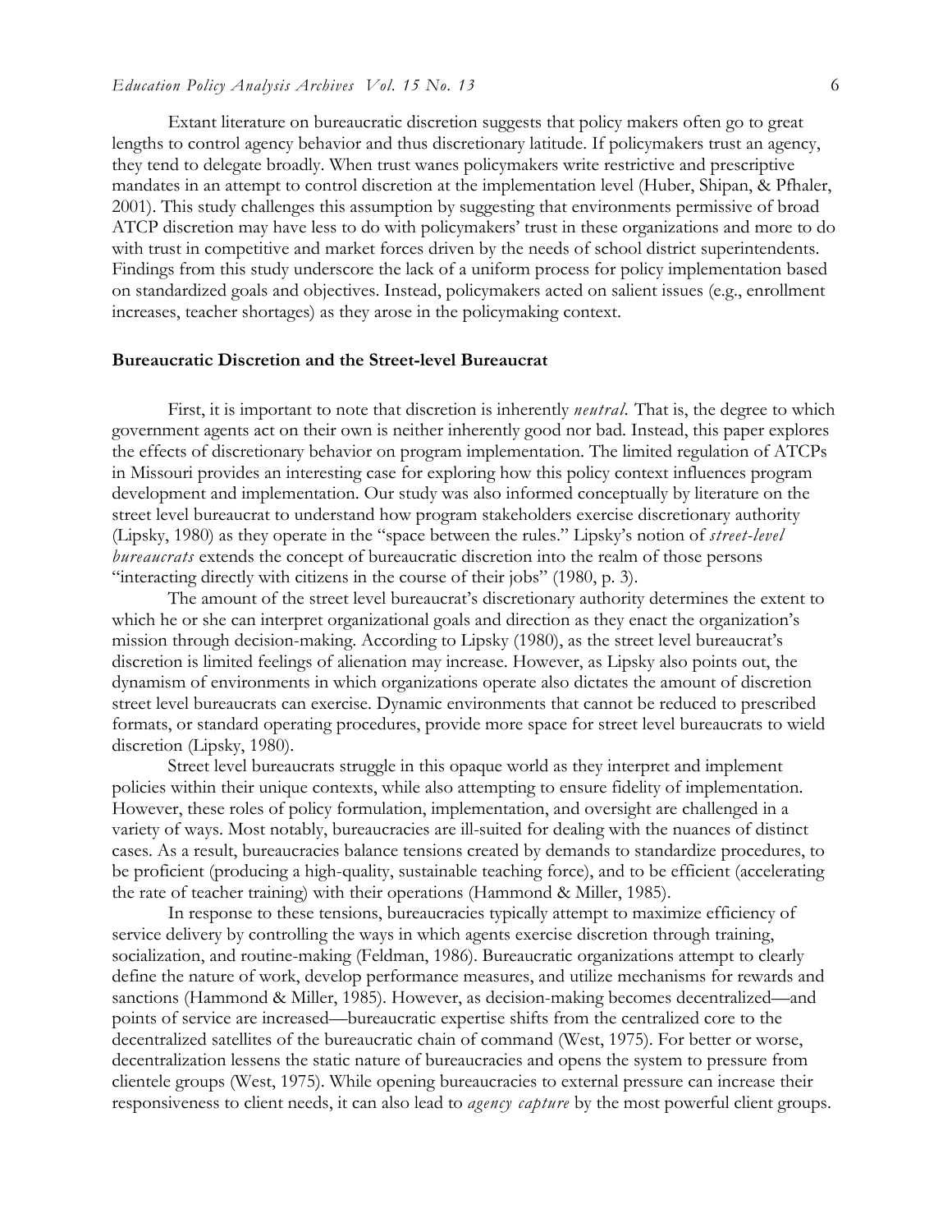Extant literature on bureaucratic discretion suggests that policy makers often go to great lengths to control agency behavior and thus discretionary latitude. If policymakers trust an agency, they tend to delegate broadly. When trust wanes policymakers write restrictive and prescriptive mandates in an attempt to control discretion at the implementation level (Huber, Shipan, & Pfhaler, 2001). This study challenges this assumption by suggesting that environments permissive of broad ATCP discretion may have less to do with policymakers' trust in these organizations and more to do with trust in competitive and market forces driven by the needs of school district superintendents. Findings from this study underscore the lack of a uniform process for policy implementation based on standardized goals and objectives. Instead, policymakers acted on salient issues (e.g., enrollment increases, teacher shortages) as they arose in the policymaking context.

### Bureaucratic Discretion and the Street-level Bureaucrat

First, it is important to note that discretion is inherently *neutral*. That is, the degree to which government agents act on their own is neither inherently good nor bad. Instead, this paper explores the effects of discretionary behavior on program implementation. The limited regulation of ATCPs in Missouri provides an interesting case for exploring how this policy context influences program development and implementation. Our study was also informed conceptually by literature on the street level bureaucrat to understand how program stakeholders exercise discretionary authority (Lipsky, 1980) as they operate in the "space between the rules." Lipsky's notion of *street-level bureaucrats* extends the concept of bureaucratic discretion into the realm of those persons "interacting directly with citizens in the course of their jobs" (1980, p. 3).

The amount of the street level bureaucrat's discretionary authority determines the extent to which he or she can interpret organizational goals and direction as they enact the organization's mission through decision-making. According to Lipsky (1980), as the street level bureaucrat's discretion is limited feelings of alienation may increase. However, as Lipsky also points out, the dynamism of environments in which organizations operate also dictates the amount of discretion street level bureaucrats can exercise. Dynamic environments that cannot be reduced to prescribed formats, or standard operating procedures, provide more space for street level bureaucrats to wield discretion (Lipsky, 1980).

Street level bureaucrats struggle in this opaque world as they interpret and implement policies within their unique contexts, while also attempting to ensure fidelity of implementation. However, these roles of policy formulation, implementation, and oversight are challenged in a variety of ways. Most notably, bureaucracies are ill-suited for dealing with the nuances of distinct cases. As a result, bureaucracies balance tensions created by demands to standardize procedures, to be proficient (producing a high-quality, sustainable teaching force), and to be efficient (accelerating the rate of teacher training) with their operations (Hammond & Miller, 1985).

In response to these tensions, bureaucracies typically attempt to maximize efficiency of service delivery by controlling the ways in which agents exercise discretion through training, socialization, and routine-making (Feldman, 1986). Bureaucratic organizations attempt to clearly define the nature of work, develop performance measures, and utilize mechanisms for rewards and sanctions (Hammond & Miller, 1985). However, as decision-making becomes decentralized—and points of service are increased—bureaucratic expertise shifts from the centralized core to the decentralized satellites of the bureaucratic chain of command (West, 1975). For better or worse, decentralization lessens the static nature of bureaucracies and opens the system to pressure from clientele groups (West, 1975). While opening bureaucracies to external pressure can increase their responsiveness to client needs, it can also lead to *agency capture* by the most powerful client groups.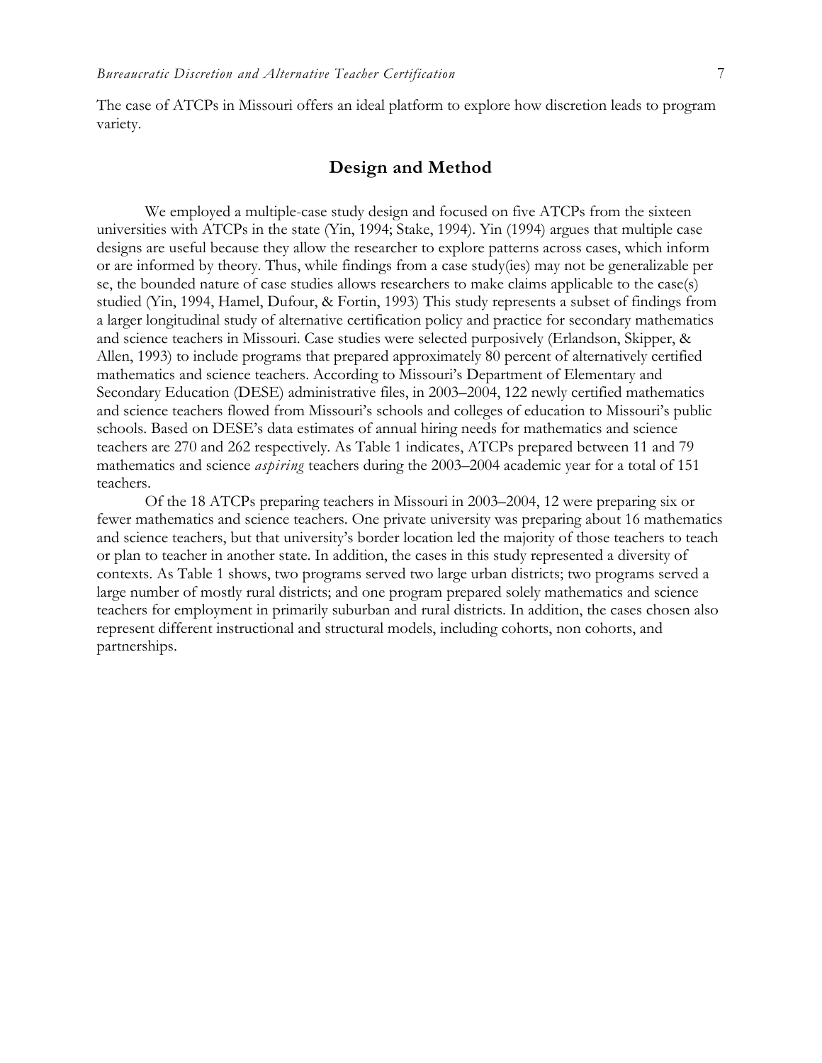The case of ATCPs in Missouri offers an ideal platform to explore how discretion leads to program variety.

## Design and Method

We employed a multiple-case study design and focused on five ATCPs from the sixteen universities with ATCPs in the state (Yin, 1994; Stake, 1994). Yin (1994) argues that multiple case designs are useful because they allow the researcher to explore patterns across cases, which inform or are informed by theory. Thus, while findings from a case study(ies) may not be generalizable per se, the bounded nature of case studies allows researchers to make claims applicable to the case(s) studied (Yin, 1994, Hamel, Dufour, & Fortin, 1993) This study represents a subset of findings from a larger longitudinal study of alternative certification policy and practice for secondary mathematics and science teachers in Missouri. Case studies were selected purposively (Erlandson, Skipper, & Allen, 1993) to include programs that prepared approximately 80 percent of alternatively certified mathematics and science teachers. According to Missouri's Department of Elementary and Secondary Education (DESE) administrative files, in 2003–2004, 122 newly certified mathematics and science teachers flowed from Missouri's schools and colleges of education to Missouri's public schools. Based on DESE's data estimates of annual hiring needs for mathematics and science teachers are 270 and 262 respectively. As Table 1 indicates, ATCPs prepared between 11 and 79 mathematics and science *aspiring* teachers during the 2003–2004 academic year for a total of 151 teachers.

Of the 18 ATCPs preparing teachers in Missouri in 2003–2004, 12 were preparing six or fewer mathematics and science teachers. One private university was preparing about 16 mathematics and science teachers, but that university's border location led the majority of those teachers to teach or plan to teacher in another state. In addition, the cases in this study represented a diversity of contexts. As Table 1 shows, two programs served two large urban districts; two programs served a large number of mostly rural districts; and one program prepared solely mathematics and science teachers for employment in primarily suburban and rural districts. In addition, the cases chosen also represent different instructional and structural models, including cohorts, non cohorts, and partnerships.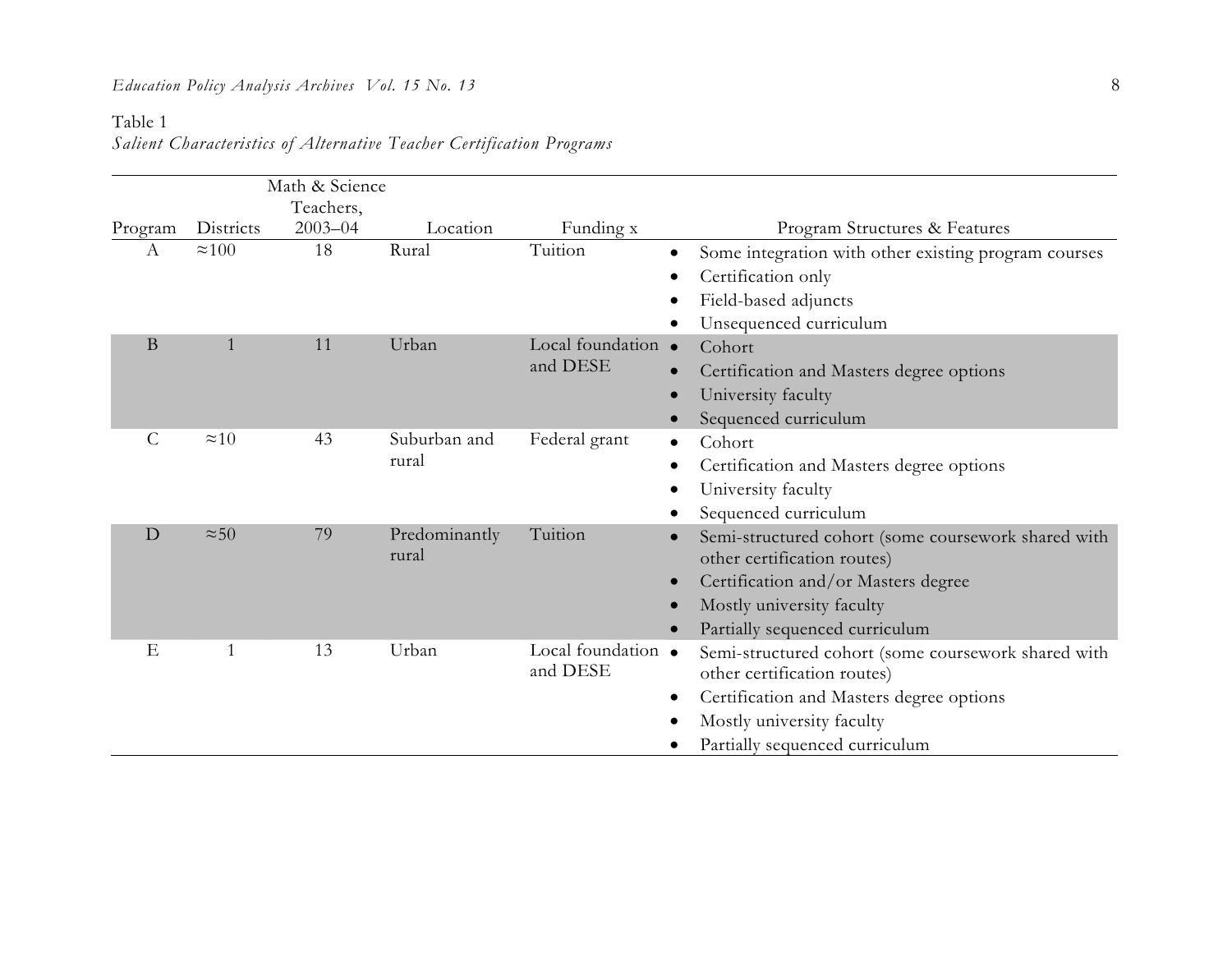Table 1

*Salient Characteristics of Alternative Teacher Certification Programs*

| Program | Districts | Math & Science Teachers, 2003–04 | Location | Funding x | Program Structures & Features |
|---|---|---|---|---|---|
| A | ≈100 | 18 | Rural | Tuition | • Some integration with other existing program courses<br>• Certification only<br>• Field-based adjuncts<br>• Unsequenced curriculum |
| B | 1 | 11 | Urban | Local foundation and DESE | • Cohort<br>• Certification and Masters degree options<br>• University faculty<br>• Sequenced curriculum |
| C | ≈10 | 43 | Suburban and rural | Federal grant | • Cohort<br>• Certification and Masters degree options<br>• University faculty<br>• Sequenced curriculum |
| D | ≈50 | 79 | Predominantly rural | Tuition | • Semi-structured cohort (some coursework shared with other certification routes)<br>• Certification and/or Masters degree<br>• Mostly university faculty<br>• Partially sequenced curriculum |
| E | 1 | 13 | Urban | Local foundation and DESE | • Semi-structured cohort (some coursework shared with other certification routes)<br>• Certification and Masters degree options<br>• Mostly university faculty<br>• Partially sequenced curriculum |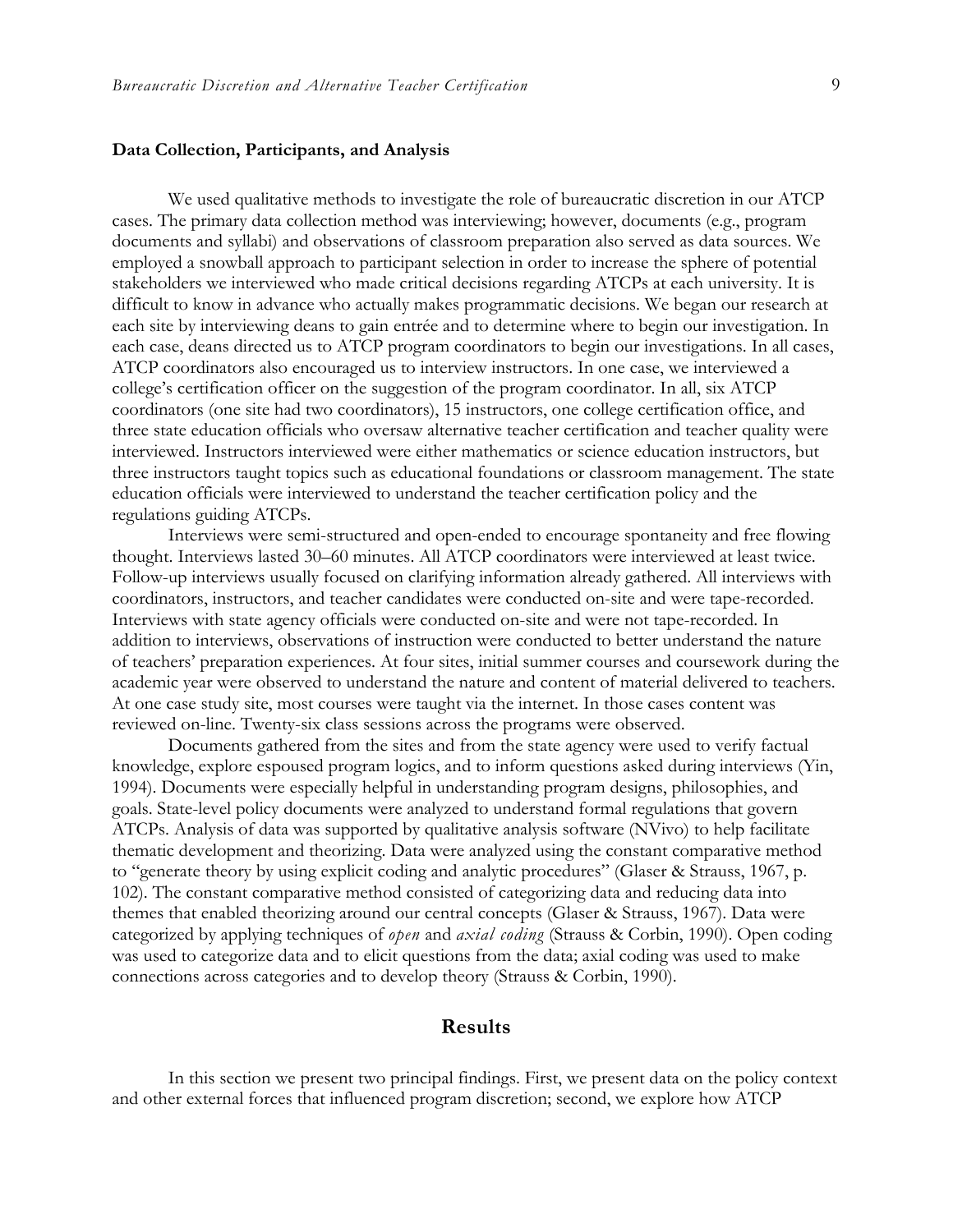### Data Collection, Participants, and Analysis

We used qualitative methods to investigate the role of bureaucratic discretion in our ATCP cases. The primary data collection method was interviewing; however, documents (e.g., program documents and syllabi) and observations of classroom preparation also served as data sources. We employed a snowball approach to participant selection in order to increase the sphere of potential stakeholders we interviewed who made critical decisions regarding ATCPs at each university. It is difficult to know in advance who actually makes programmatic decisions. We began our research at each site by interviewing deans to gain entrée and to determine where to begin our investigation. In each case, deans directed us to ATCP program coordinators to begin our investigations. In all cases, ATCP coordinators also encouraged us to interview instructors. In one case, we interviewed a college's certification officer on the suggestion of the program coordinator. In all, six ATCP coordinators (one site had two coordinators), 15 instructors, one college certification office, and three state education officials who oversaw alternative teacher certification and teacher quality were interviewed. Instructors interviewed were either mathematics or science education instructors, but three instructors taught topics such as educational foundations or classroom management. The state education officials were interviewed to understand the teacher certification policy and the regulations guiding ATCPs.

Interviews were semi-structured and open-ended to encourage spontaneity and free flowing thought. Interviews lasted 30–60 minutes. All ATCP coordinators were interviewed at least twice. Follow-up interviews usually focused on clarifying information already gathered. All interviews with coordinators, instructors, and teacher candidates were conducted on-site and were tape-recorded. Interviews with state agency officials were conducted on-site and were not tape-recorded. In addition to interviews, observations of instruction were conducted to better understand the nature of teachers' preparation experiences. At four sites, initial summer courses and coursework during the academic year were observed to understand the nature and content of material delivered to teachers. At one case study site, most courses were taught via the internet. In those cases content was reviewed on-line. Twenty-six class sessions across the programs were observed.

Documents gathered from the sites and from the state agency were used to verify factual knowledge, explore espoused program logics, and to inform questions asked during interviews (Yin, 1994). Documents were especially helpful in understanding program designs, philosophies, and goals. State-level policy documents were analyzed to understand formal regulations that govern ATCPs. Analysis of data was supported by qualitative analysis software (NVivo) to help facilitate thematic development and theorizing. Data were analyzed using the constant comparative method to "generate theory by using explicit coding and analytic procedures" (Glaser & Strauss, 1967, p. 102). The constant comparative method consisted of categorizing data and reducing data into themes that enabled theorizing around our central concepts (Glaser & Strauss, 1967). Data were categorized by applying techniques of *open* and *axial coding* (Strauss & Corbin, 1990). Open coding was used to categorize data and to elicit questions from the data; axial coding was used to make connections across categories and to develop theory (Strauss & Corbin, 1990).

## Results

In this section we present two principal findings. First, we present data on the policy context and other external forces that influenced program discretion; second, we explore how ATCP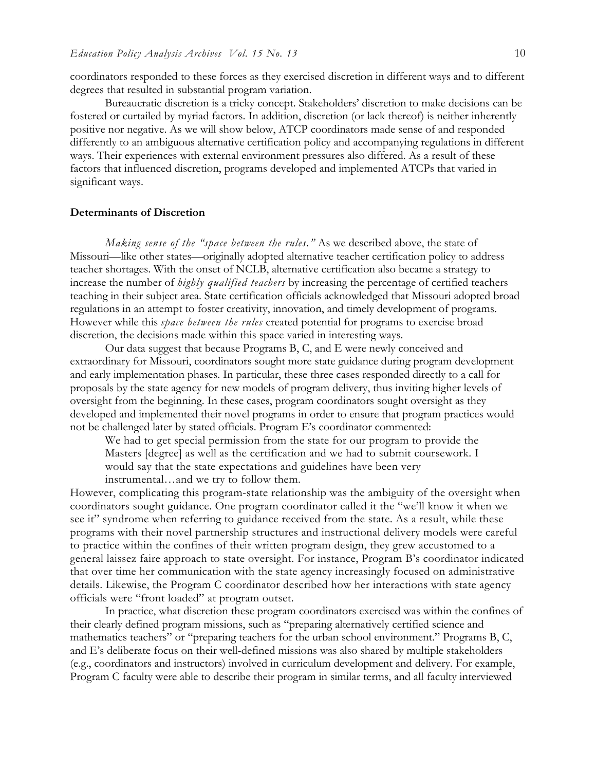coordinators responded to these forces as they exercised discretion in different ways and to different degrees that resulted in substantial program variation.

Bureaucratic discretion is a tricky concept. Stakeholders' discretion to make decisions can be fostered or curtailed by myriad factors. In addition, discretion (or lack thereof) is neither inherently positive nor negative. As we will show below, ATCP coordinators made sense of and responded differently to an ambiguous alternative certification policy and accompanying regulations in different ways. Their experiences with external environment pressures also differed. As a result of these factors that influenced discretion, programs developed and implemented ATCPs that varied in significant ways.

### Determinants of Discretion

*Making sense of the "space between the rules."* As we described above, the state of Missouri—like other states—originally adopted alternative teacher certification policy to address teacher shortages. With the onset of NCLB, alternative certification also became a strategy to increase the number of *highly qualified teachers* by increasing the percentage of certified teachers teaching in their subject area. State certification officials acknowledged that Missouri adopted broad regulations in an attempt to foster creativity, innovation, and timely development of programs. However while this *space between the rules* created potential for programs to exercise broad discretion, the decisions made within this space varied in interesting ways.

Our data suggest that because Programs B, C, and E were newly conceived and extraordinary for Missouri, coordinators sought more state guidance during program development and early implementation phases. In particular, these three cases responded directly to a call for proposals by the state agency for new models of program delivery, thus inviting higher levels of oversight from the beginning. In these cases, program coordinators sought oversight as they developed and implemented their novel programs in order to ensure that program practices would not be challenged later by stated officials. Program E's coordinator commented:

> We had to get special permission from the state for our program to provide the Masters [degree] as well as the certification and we had to submit coursework. I would say that the state expectations and guidelines have been very instrumental…and we try to follow them.

However, complicating this program-state relationship was the ambiguity of the oversight when coordinators sought guidance. One program coordinator called it the "we'll know it when we see it" syndrome when referring to guidance received from the state. As a result, while these programs with their novel partnership structures and instructional delivery models were careful to practice within the confines of their written program design, they grew accustomed to a general laissez faire approach to state oversight. For instance, Program B's coordinator indicated that over time her communication with the state agency increasingly focused on administrative details. Likewise, the Program C coordinator described how her interactions with state agency officials were "front loaded" at program outset.

In practice, what discretion these program coordinators exercised was within the confines of their clearly defined program missions, such as "preparing alternatively certified science and mathematics teachers" or "preparing teachers for the urban school environment." Programs B, C, and E's deliberate focus on their well-defined missions was also shared by multiple stakeholders (e.g., coordinators and instructors) involved in curriculum development and delivery. For example, Program C faculty were able to describe their program in similar terms, and all faculty interviewed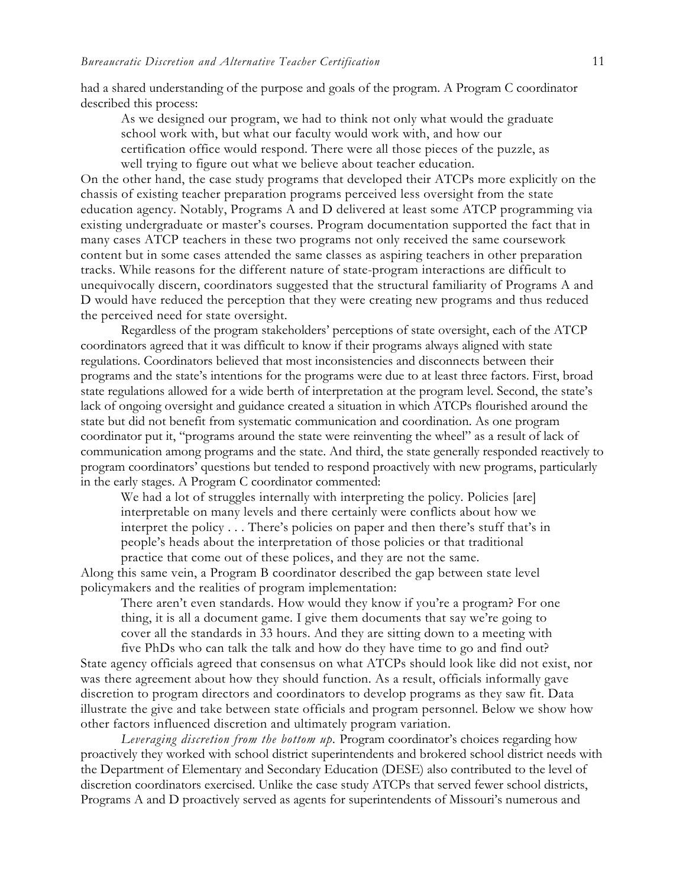had a shared understanding of the purpose and goals of the program. A Program C coordinator described this process:

> As we designed our program, we had to think not only what would the graduate school work with, but what our faculty would work with, and how our certification office would respond. There were all those pieces of the puzzle, as well trying to figure out what we believe about teacher education.

On the other hand, the case study programs that developed their ATCPs more explicitly on the chassis of existing teacher preparation programs perceived less oversight from the state education agency. Notably, Programs A and D delivered at least some ATCP programming via existing undergraduate or master's courses. Program documentation supported the fact that in many cases ATCP teachers in these two programs not only received the same coursework content but in some cases attended the same classes as aspiring teachers in other preparation tracks. While reasons for the different nature of state-program interactions are difficult to unequivocally discern, coordinators suggested that the structural familiarity of Programs A and D would have reduced the perception that they were creating new programs and thus reduced the perceived need for state oversight.

Regardless of the program stakeholders' perceptions of state oversight, each of the ATCP coordinators agreed that it was difficult to know if their programs always aligned with state regulations. Coordinators believed that most inconsistencies and disconnects between their programs and the state's intentions for the programs were due to at least three factors. First, broad state regulations allowed for a wide berth of interpretation at the program level. Second, the state's lack of ongoing oversight and guidance created a situation in which ATCPs flourished around the state but did not benefit from systematic communication and coordination. As one program coordinator put it, "programs around the state were reinventing the wheel" as a result of lack of communication among programs and the state. And third, the state generally responded reactively to program coordinators' questions but tended to respond proactively with new programs, particularly in the early stages. A Program C coordinator commented:

> We had a lot of struggles internally with interpreting the policy. Policies [are] interpretable on many levels and there certainly were conflicts about how we interpret the policy . . . There's policies on paper and then there's stuff that's in people's heads about the interpretation of those policies or that traditional practice that come out of these polices, and they are not the same.

Along this same vein, a Program B coordinator described the gap between state level policymakers and the realities of program implementation:

> There aren't even standards. How would they know if you're a program? For one thing, it is all a document game. I give them documents that say we're going to cover all the standards in 33 hours. And they are sitting down to a meeting with five PhDs who can talk the talk and how do they have time to go and find out?

State agency officials agreed that consensus on what ATCPs should look like did not exist, nor was there agreement about how they should function. As a result, officials informally gave discretion to program directors and coordinators to develop programs as they saw fit. Data illustrate the give and take between state officials and program personnel. Below we show how other factors influenced discretion and ultimately program variation.

*Leveraging discretion from the bottom up.* Program coordinator's choices regarding how proactively they worked with school district superintendents and brokered school district needs with the Department of Elementary and Secondary Education (DESE) also contributed to the level of discretion coordinators exercised. Unlike the case study ATCPs that served fewer school districts, Programs A and D proactively served as agents for superintendents of Missouri's numerous and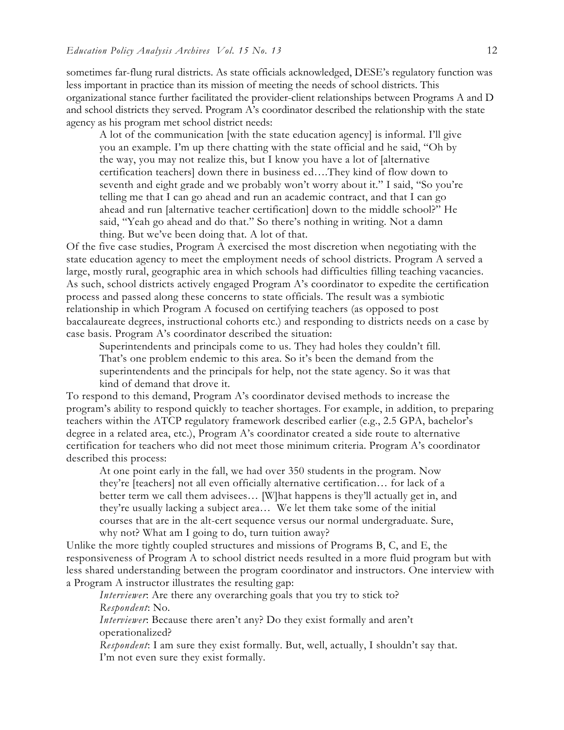sometimes far-flung rural districts. As state officials acknowledged, DESE's regulatory function was less important in practice than its mission of meeting the needs of school districts. This organizational stance further facilitated the provider-client relationships between Programs A and D and school districts they served. Program A's coordinator described the relationship with the state agency as his program met school district needs:

> A lot of the communication [with the state education agency] is informal. I'll give you an example. I'm up there chatting with the state official and he said, "Oh by the way, you may not realize this, but I know you have a lot of [alternative certification teachers] down there in business ed….They kind of flow down to seventh and eight grade and we probably won't worry about it." I said, "So you're telling me that I can go ahead and run an academic contract, and that I can go ahead and run [alternative teacher certification] down to the middle school?" He said, "Yeah go ahead and do that." So there's nothing in writing. Not a damn thing. But we've been doing that. A lot of that.

Of the five case studies, Program A exercised the most discretion when negotiating with the state education agency to meet the employment needs of school districts. Program A served a large, mostly rural, geographic area in which schools had difficulties filling teaching vacancies. As such, school districts actively engaged Program A's coordinator to expedite the certification process and passed along these concerns to state officials. The result was a symbiotic relationship in which Program A focused on certifying teachers (as opposed to post baccalaureate degrees, instructional cohorts etc.) and responding to districts needs on a case by case basis. Program A's coordinator described the situation:

> Superintendents and principals come to us. They had holes they couldn't fill. That's one problem endemic to this area. So it's been the demand from the superintendents and the principals for help, not the state agency. So it was that kind of demand that drove it.

To respond to this demand, Program A's coordinator devised methods to increase the program's ability to respond quickly to teacher shortages. For example, in addition, to preparing teachers within the ATCP regulatory framework described earlier (e.g., 2.5 GPA, bachelor's degree in a related area, etc.), Program A's coordinator created a side route to alternative certification for teachers who did not meet those minimum criteria. Program A's coordinator described this process:

> At one point early in the fall, we had over 350 students in the program. Now they're [teachers] not all even officially alternative certification… for lack of a better term we call them advisees… [W]hat happens is they'll actually get in, and they're usually lacking a subject area… We let them take some of the initial courses that are in the alt-cert sequence versus our normal undergraduate. Sure, why not? What am I going to do, turn tuition away?

Unlike the more tightly coupled structures and missions of Programs B, C, and E, the responsiveness of Program A to school district needs resulted in a more fluid program but with less shared understanding between the program coordinator and instructors. One interview with a Program A instructor illustrates the resulting gap:

> *Interviewer*: Are there any overarching goals that you try to stick to?
>
> *Respondent*: No.
>
> *Interviewer*: Because there aren't any? Do they exist formally and aren't operationalized?
>
> *Respondent*: I am sure they exist formally. But, well, actually, I shouldn't say that. I'm not even sure they exist formally.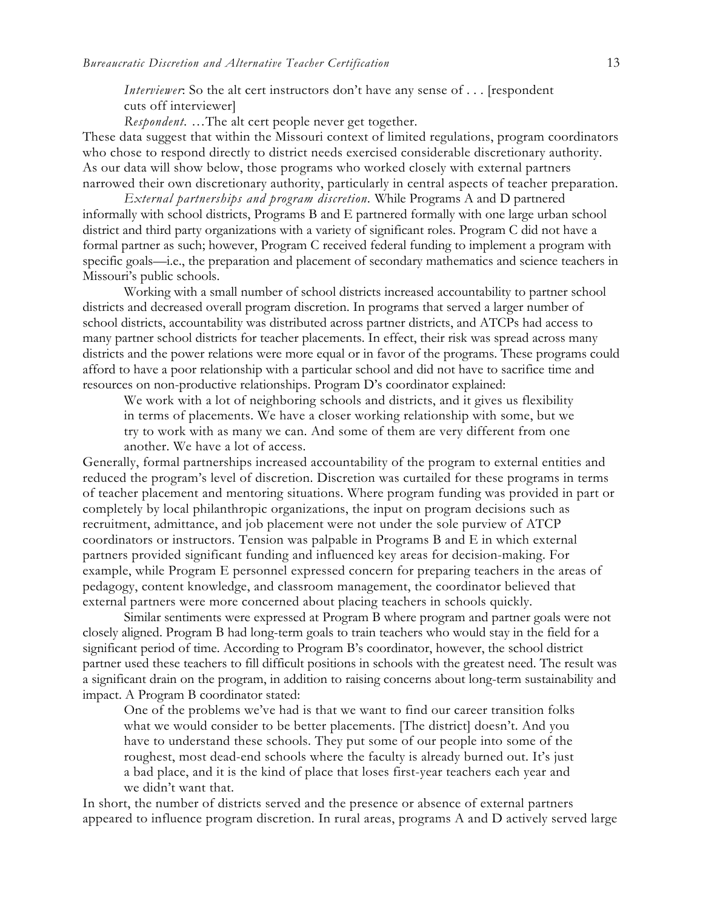*Interviewer*: So the alt cert instructors don't have any sense of . . . [respondent cuts off interviewer]

*Respondent*. …The alt cert people never get together.

These data suggest that within the Missouri context of limited regulations, program coordinators who chose to respond directly to district needs exercised considerable discretionary authority. As our data will show below, those programs who worked closely with external partners narrowed their own discretionary authority, particularly in central aspects of teacher preparation.

*External partnerships and program discretion*. While Programs A and D partnered informally with school districts, Programs B and E partnered formally with one large urban school district and third party organizations with a variety of significant roles. Program C did not have a formal partner as such; however, Program C received federal funding to implement a program with specific goals—i.e., the preparation and placement of secondary mathematics and science teachers in Missouri's public schools.

Working with a small number of school districts increased accountability to partner school districts and decreased overall program discretion. In programs that served a larger number of school districts, accountability was distributed across partner districts, and ATCPs had access to many partner school districts for teacher placements. In effect, their risk was spread across many districts and the power relations were more equal or in favor of the programs. These programs could afford to have a poor relationship with a particular school and did not have to sacrifice time and resources on non-productive relationships. Program D's coordinator explained:

> We work with a lot of neighboring schools and districts, and it gives us flexibility in terms of placements. We have a closer working relationship with some, but we try to work with as many we can. And some of them are very different from one another. We have a lot of access.

Generally, formal partnerships increased accountability of the program to external entities and reduced the program's level of discretion. Discretion was curtailed for these programs in terms of teacher placement and mentoring situations. Where program funding was provided in part or completely by local philanthropic organizations, the input on program decisions such as recruitment, admittance, and job placement were not under the sole purview of ATCP coordinators or instructors. Tension was palpable in Programs B and E in which external partners provided significant funding and influenced key areas for decision-making. For example, while Program E personnel expressed concern for preparing teachers in the areas of pedagogy, content knowledge, and classroom management, the coordinator believed that external partners were more concerned about placing teachers in schools quickly.

Similar sentiments were expressed at Program B where program and partner goals were not closely aligned. Program B had long-term goals to train teachers who would stay in the field for a significant period of time. According to Program B's coordinator, however, the school district partner used these teachers to fill difficult positions in schools with the greatest need. The result was a significant drain on the program, in addition to raising concerns about long-term sustainability and impact. A Program B coordinator stated:

> One of the problems we've had is that we want to find our career transition folks what we would consider to be better placements. [The district] doesn't. And you have to understand these schools. They put some of our people into some of the roughest, most dead-end schools where the faculty is already burned out. It's just a bad place, and it is the kind of place that loses first-year teachers each year and we didn't want that.

In short, the number of districts served and the presence or absence of external partners appeared to influence program discretion. In rural areas, programs A and D actively served large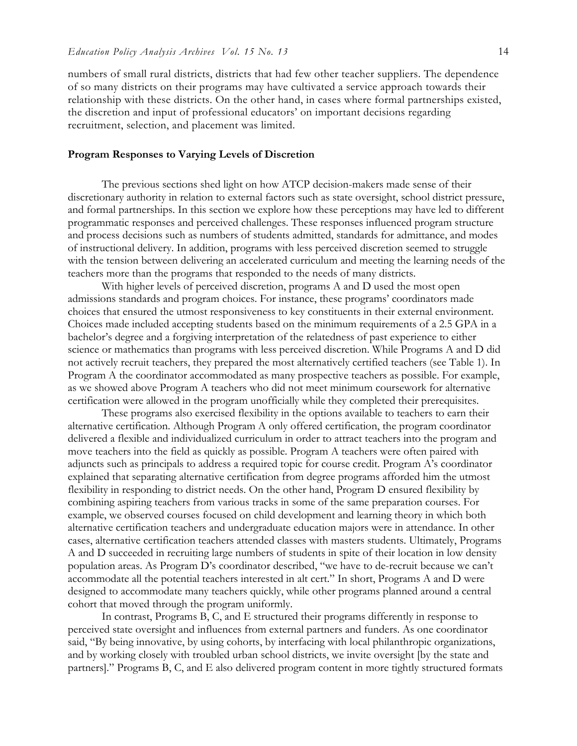numbers of small rural districts, districts that had few other teacher suppliers. The dependence of so many districts on their programs may have cultivated a service approach towards their relationship with these districts. On the other hand, in cases where formal partnerships existed, the discretion and input of professional educators' on important decisions regarding recruitment, selection, and placement was limited.

### Program Responses to Varying Levels of Discretion

The previous sections shed light on how ATCP decision-makers made sense of their discretionary authority in relation to external factors such as state oversight, school district pressure, and formal partnerships. In this section we explore how these perceptions may have led to different programmatic responses and perceived challenges. These responses influenced program structure and process decisions such as numbers of students admitted, standards for admittance, and modes of instructional delivery. In addition, programs with less perceived discretion seemed to struggle with the tension between delivering an accelerated curriculum and meeting the learning needs of the teachers more than the programs that responded to the needs of many districts.

With higher levels of perceived discretion, programs A and D used the most open admissions standards and program choices. For instance, these programs' coordinators made choices that ensured the utmost responsiveness to key constituents in their external environment. Choices made included accepting students based on the minimum requirements of a 2.5 GPA in a bachelor's degree and a forgiving interpretation of the relatedness of past experience to either science or mathematics than programs with less perceived discretion. While Programs A and D did not actively recruit teachers, they prepared the most alternatively certified teachers (see Table 1). In Program A the coordinator accommodated as many prospective teachers as possible. For example, as we showed above Program A teachers who did not meet minimum coursework for alternative certification were allowed in the program unofficially while they completed their prerequisites.

These programs also exercised flexibility in the options available to teachers to earn their alternative certification. Although Program A only offered certification, the program coordinator delivered a flexible and individualized curriculum in order to attract teachers into the program and move teachers into the field as quickly as possible. Program A teachers were often paired with adjuncts such as principals to address a required topic for course credit. Program A's coordinator explained that separating alternative certification from degree programs afforded him the utmost flexibility in responding to district needs. On the other hand, Program D ensured flexibility by combining aspiring teachers from various tracks in some of the same preparation courses. For example, we observed courses focused on child development and learning theory in which both alternative certification teachers and undergraduate education majors were in attendance. In other cases, alternative certification teachers attended classes with masters students. Ultimately, Programs A and D succeeded in recruiting large numbers of students in spite of their location in low density population areas. As Program D's coordinator described, "we have to de-recruit because we can't accommodate all the potential teachers interested in alt cert." In short, Programs A and D were designed to accommodate many teachers quickly, while other programs planned around a central cohort that moved through the program uniformly.

In contrast, Programs B, C, and E structured their programs differently in response to perceived state oversight and influences from external partners and funders. As one coordinator said, "By being innovative, by using cohorts, by interfacing with local philanthropic organizations, and by working closely with troubled urban school districts, we invite oversight [by the state and partners]." Programs B, C, and E also delivered program content in more tightly structured formats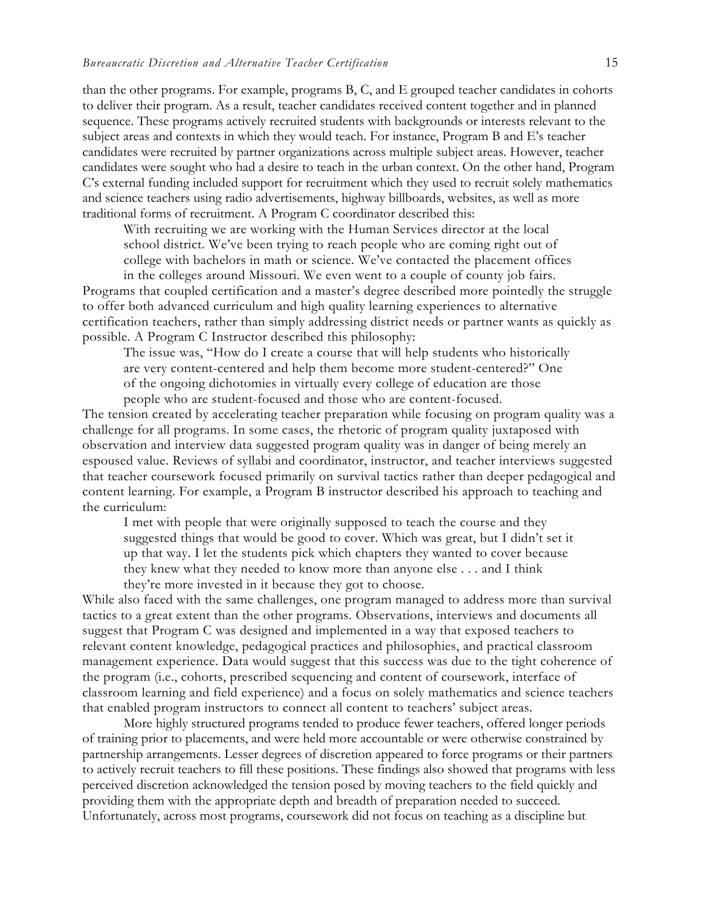than the other programs. For example, programs B, C, and E grouped teacher candidates in cohorts to deliver their program. As a result, teacher candidates received content together and in planned sequence. These programs actively recruited students with backgrounds or interests relevant to the subject areas and contexts in which they would teach. For instance, Program B and E's teacher candidates were recruited by partner organizations across multiple subject areas. However, teacher candidates were sought who had a desire to teach in the urban context. On the other hand, Program C's external funding included support for recruitment which they used to recruit solely mathematics and science teachers using radio advertisements, highway billboards, websites, as well as more traditional forms of recruitment. A Program C coordinator described this:

> With recruiting we are working with the Human Services director at the local school district. We've been trying to reach people who are coming right out of college with bachelors in math or science. We've contacted the placement offices in the colleges around Missouri. We even went to a couple of county job fairs.

Programs that coupled certification and a master's degree described more pointedly the struggle to offer both advanced curriculum and high quality learning experiences to alternative certification teachers, rather than simply addressing district needs or partner wants as quickly as possible. A Program C Instructor described this philosophy:

> The issue was, "How do I create a course that will help students who historically are very content-centered and help them become more student-centered?" One of the ongoing dichotomies in virtually every college of education are those people who are student-focused and those who are content-focused.

The tension created by accelerating teacher preparation while focusing on program quality was a challenge for all programs. In some cases, the rhetoric of program quality juxtaposed with observation and interview data suggested program quality was in danger of being merely an espoused value. Reviews of syllabi and coordinator, instructor, and teacher interviews suggested that teacher coursework focused primarily on survival tactics rather than deeper pedagogical and content learning. For example, a Program B instructor described his approach to teaching and the curriculum:

> I met with people that were originally supposed to teach the course and they suggested things that would be good to cover. Which was great, but I didn't set it up that way. I let the students pick which chapters they wanted to cover because they knew what they needed to know more than anyone else . . . and I think they're more invested in it because they got to choose.

While also faced with the same challenges, one program managed to address more than survival tactics to a great extent than the other programs. Observations, interviews and documents all suggest that Program C was designed and implemented in a way that exposed teachers to relevant content knowledge, pedagogical practices and philosophies, and practical classroom management experience. Data would suggest that this success was due to the tight coherence of the program (i.e., cohorts, prescribed sequencing and content of coursework, interface of classroom learning and field experience) and a focus on solely mathematics and science teachers that enabled program instructors to connect all content to teachers' subject areas.

More highly structured programs tended to produce fewer teachers, offered longer periods of training prior to placements, and were held more accountable or were otherwise constrained by partnership arrangements. Lesser degrees of discretion appeared to force programs or their partners to actively recruit teachers to fill these positions. These findings also showed that programs with less perceived discretion acknowledged the tension posed by moving teachers to the field quickly and providing them with the appropriate depth and breadth of preparation needed to succeed. Unfortunately, across most programs, coursework did not focus on teaching as a discipline but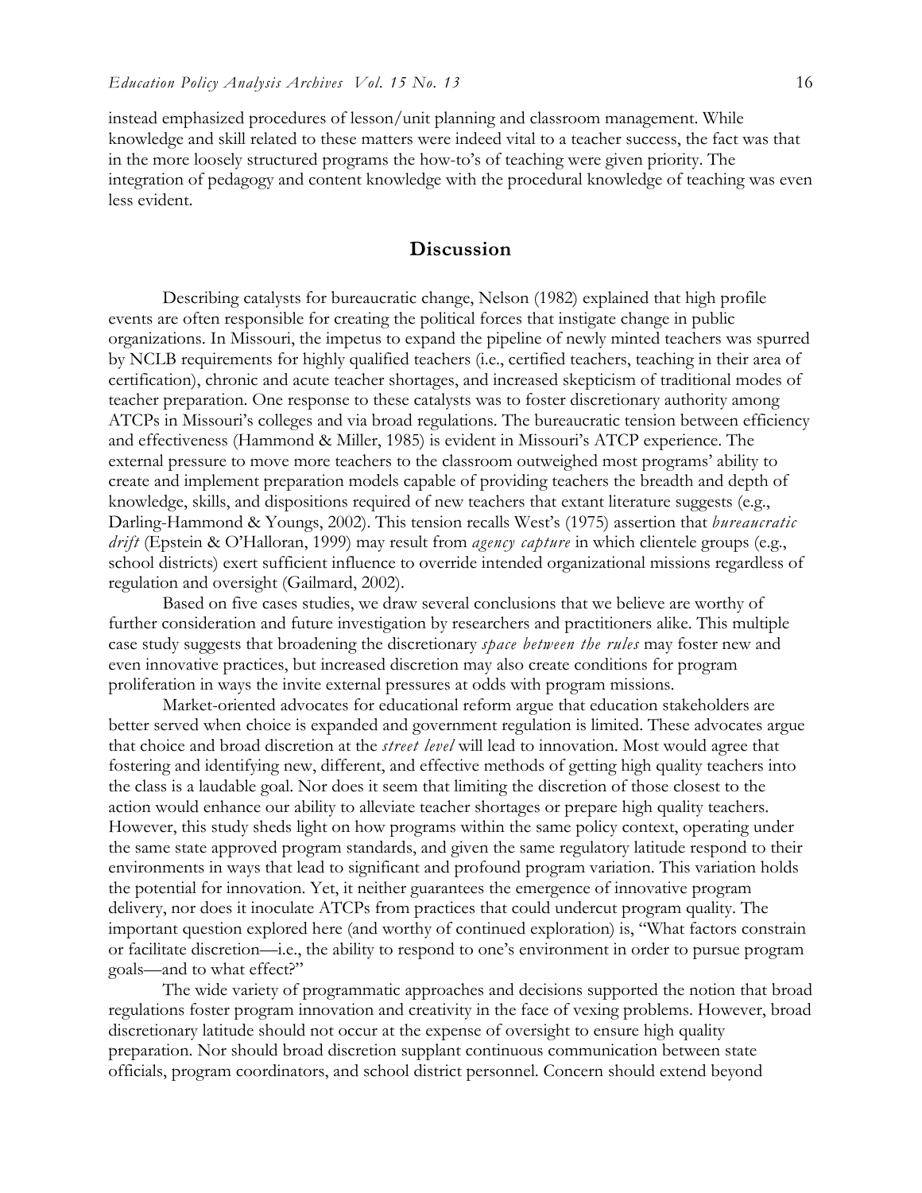instead emphasized procedures of lesson/unit planning and classroom management. While knowledge and skill related to these matters were indeed vital to a teacher success, the fact was that in the more loosely structured programs the how-to's of teaching were given priority. The integration of pedagogy and content knowledge with the procedural knowledge of teaching was even less evident.

## Discussion

Describing catalysts for bureaucratic change, Nelson (1982) explained that high profile events are often responsible for creating the political forces that instigate change in public organizations. In Missouri, the impetus to expand the pipeline of newly minted teachers was spurred by NCLB requirements for highly qualified teachers (i.e., certified teachers, teaching in their area of certification), chronic and acute teacher shortages, and increased skepticism of traditional modes of teacher preparation. One response to these catalysts was to foster discretionary authority among ATCPs in Missouri's colleges and via broad regulations. The bureaucratic tension between efficiency and effectiveness (Hammond & Miller, 1985) is evident in Missouri's ATCP experience. The external pressure to move more teachers to the classroom outweighed most programs' ability to create and implement preparation models capable of providing teachers the breadth and depth of knowledge, skills, and dispositions required of new teachers that extant literature suggests (e.g., Darling-Hammond & Youngs, 2002). This tension recalls West's (1975) assertion that *bureaucratic drift* (Epstein & O'Halloran, 1999) may result from *agency capture* in which clientele groups (e.g., school districts) exert sufficient influence to override intended organizational missions regardless of regulation and oversight (Gailmard, 2002).

Based on five cases studies, we draw several conclusions that we believe are worthy of further consideration and future investigation by researchers and practitioners alike. This multiple case study suggests that broadening the discretionary *space between the rules* may foster new and even innovative practices, but increased discretion may also create conditions for program proliferation in ways the invite external pressures at odds with program missions.

Market-oriented advocates for educational reform argue that education stakeholders are better served when choice is expanded and government regulation is limited. These advocates argue that choice and broad discretion at the *street level* will lead to innovation. Most would agree that fostering and identifying new, different, and effective methods of getting high quality teachers into the class is a laudable goal. Nor does it seem that limiting the discretion of those closest to the action would enhance our ability to alleviate teacher shortages or prepare high quality teachers. However, this study sheds light on how programs within the same policy context, operating under the same state approved program standards, and given the same regulatory latitude respond to their environments in ways that lead to significant and profound program variation. This variation holds the potential for innovation. Yet, it neither guarantees the emergence of innovative program delivery, nor does it inoculate ATCPs from practices that could undercut program quality. The important question explored here (and worthy of continued exploration) is, "What factors constrain or facilitate discretion—i.e., the ability to respond to one's environment in order to pursue program goals—and to what effect?"

The wide variety of programmatic approaches and decisions supported the notion that broad regulations foster program innovation and creativity in the face of vexing problems. However, broad discretionary latitude should not occur at the expense of oversight to ensure high quality preparation. Nor should broad discretion supplant continuous communication between state officials, program coordinators, and school district personnel. Concern should extend beyond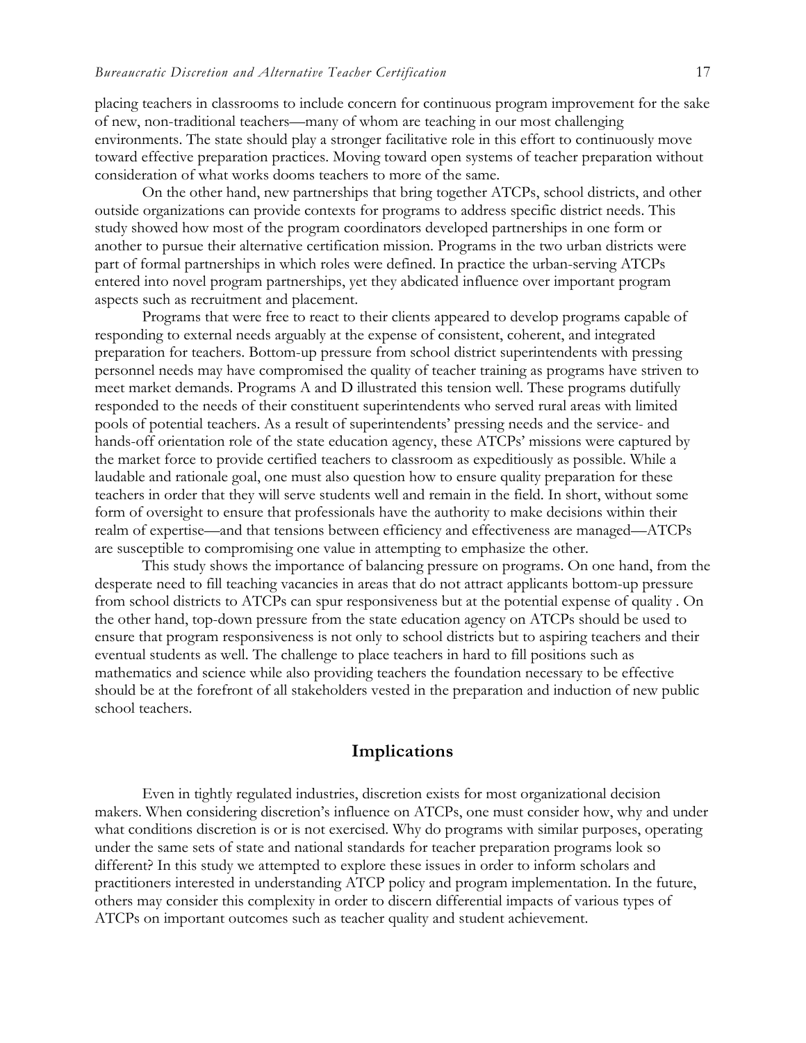placing teachers in classrooms to include concern for continuous program improvement for the sake of new, non-traditional teachers—many of whom are teaching in our most challenging environments. The state should play a stronger facilitative role in this effort to continuously move toward effective preparation practices. Moving toward open systems of teacher preparation without consideration of what works dooms teachers to more of the same.

On the other hand, new partnerships that bring together ATCPs, school districts, and other outside organizations can provide contexts for programs to address specific district needs. This study showed how most of the program coordinators developed partnerships in one form or another to pursue their alternative certification mission. Programs in the two urban districts were part of formal partnerships in which roles were defined. In practice the urban-serving ATCPs entered into novel program partnerships, yet they abdicated influence over important program aspects such as recruitment and placement.

Programs that were free to react to their clients appeared to develop programs capable of responding to external needs arguably at the expense of consistent, coherent, and integrated preparation for teachers. Bottom-up pressure from school district superintendents with pressing personnel needs may have compromised the quality of teacher training as programs have striven to meet market demands. Programs A and D illustrated this tension well. These programs dutifully responded to the needs of their constituent superintendents who served rural areas with limited pools of potential teachers. As a result of superintendents' pressing needs and the service- and hands-off orientation role of the state education agency, these ATCPs' missions were captured by the market force to provide certified teachers to classroom as expeditiously as possible. While a laudable and rationale goal, one must also question how to ensure quality preparation for these teachers in order that they will serve students well and remain in the field. In short, without some form of oversight to ensure that professionals have the authority to make decisions within their realm of expertise—and that tensions between efficiency and effectiveness are managed—ATCPs are susceptible to compromising one value in attempting to emphasize the other.

This study shows the importance of balancing pressure on programs. On one hand, from the desperate need to fill teaching vacancies in areas that do not attract applicants bottom-up pressure from school districts to ATCPs can spur responsiveness but at the potential expense of quality . On the other hand, top-down pressure from the state education agency on ATCPs should be used to ensure that program responsiveness is not only to school districts but to aspiring teachers and their eventual students as well. The challenge to place teachers in hard to fill positions such as mathematics and science while also providing teachers the foundation necessary to be effective should be at the forefront of all stakeholders vested in the preparation and induction of new public school teachers.

## Implications

Even in tightly regulated industries, discretion exists for most organizational decision makers. When considering discretion's influence on ATCPs, one must consider how, why and under what conditions discretion is or is not exercised. Why do programs with similar purposes, operating under the same sets of state and national standards for teacher preparation programs look so different? In this study we attempted to explore these issues in order to inform scholars and practitioners interested in understanding ATCP policy and program implementation. In the future, others may consider this complexity in order to discern differential impacts of various types of ATCPs on important outcomes such as teacher quality and student achievement.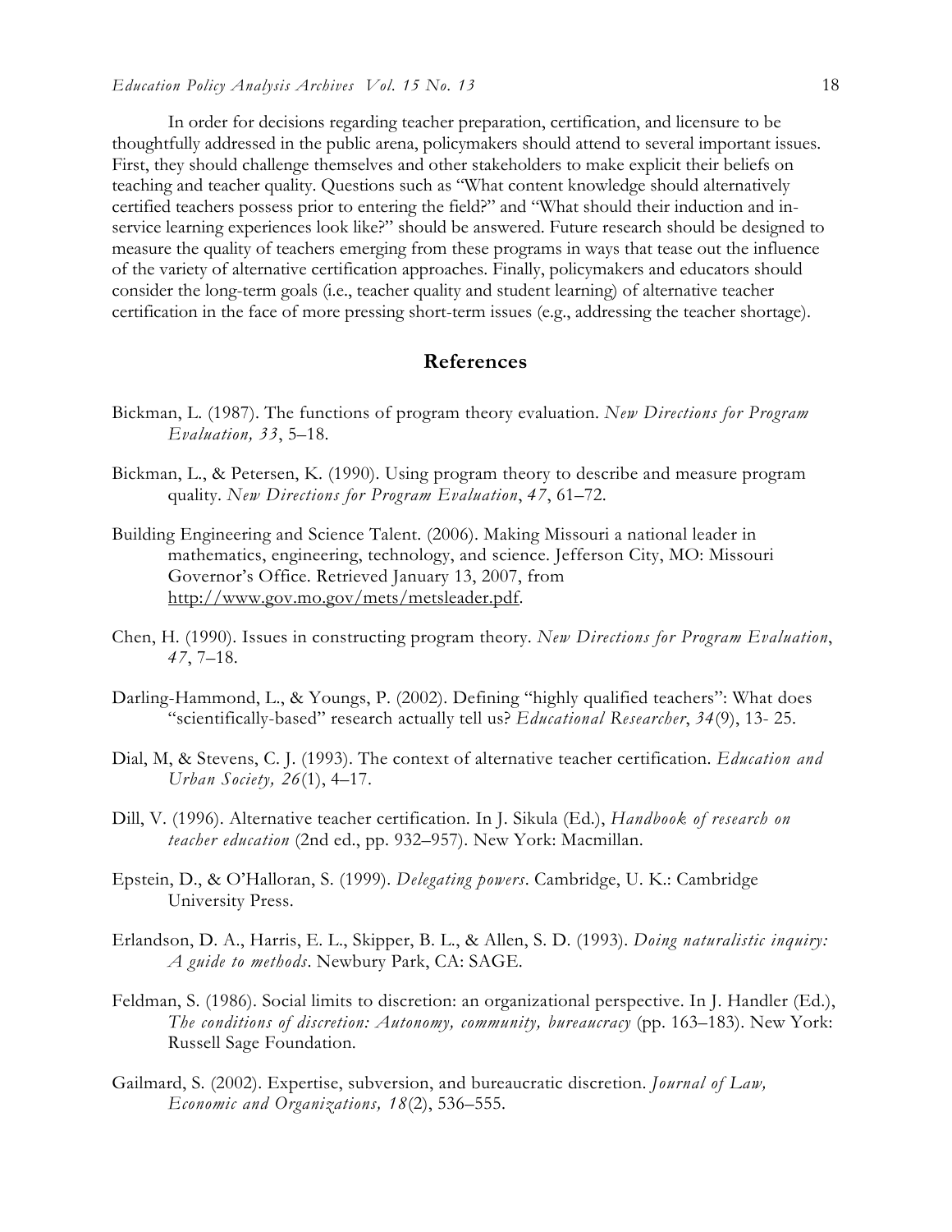In order for decisions regarding teacher preparation, certification, and licensure to be thoughtfully addressed in the public arena, policymakers should attend to several important issues. First, they should challenge themselves and other stakeholders to make explicit their beliefs on teaching and teacher quality. Questions such as "What content knowledge should alternatively certified teachers possess prior to entering the field?" and "What should their induction and in-service learning experiences look like?" should be answered. Future research should be designed to measure the quality of teachers emerging from these programs in ways that tease out the influence of the variety of alternative certification approaches. Finally, policymakers and educators should consider the long-term goals (i.e., teacher quality and student learning) of alternative teacher certification in the face of more pressing short-term issues (e.g., addressing the teacher shortage).

## References

Bickman, L. (1987). The functions of program theory evaluation. *New Directions for Program Evaluation, 33*, 5–18.

Bickman, L., & Petersen, K. (1990). Using program theory to describe and measure program quality. *New Directions for Program Evaluation*, *47*, 61–72.

Building Engineering and Science Talent. (2006). Making Missouri a national leader in mathematics, engineering, technology, and science. Jefferson City, MO: Missouri Governor's Office. Retrieved January 13, 2007, from http://www.gov.mo.gov/mets/metsleader.pdf.

Chen, H. (1990). Issues in constructing program theory. *New Directions for Program Evaluation*, *47*, 7–18.

Darling-Hammond, L., & Youngs, P. (2002). Defining "highly qualified teachers": What does "scientifically-based" research actually tell us? *Educational Researcher*, *34*(9), 13- 25.

Dial, M, & Stevens, C. J. (1993). The context of alternative teacher certification. *Education and Urban Society, 26*(1), 4–17.

Dill, V. (1996). Alternative teacher certification. In J. Sikula (Ed.), *Handbook of research on teacher education* (2nd ed., pp. 932–957). New York: Macmillan.

Epstein, D., & O'Halloran, S. (1999). *Delegating powers*. Cambridge, U. K.: Cambridge University Press.

Erlandson, D. A., Harris, E. L., Skipper, B. L., & Allen, S. D. (1993). *Doing naturalistic inquiry: A guide to methods*. Newbury Park, CA: SAGE.

Feldman, S. (1986). Social limits to discretion: an organizational perspective. In J. Handler (Ed.), *The conditions of discretion: Autonomy, community, bureaucracy* (pp. 163–183). New York: Russell Sage Foundation.

Gailmard, S. (2002). Expertise, subversion, and bureaucratic discretion. *Journal of Law, Economic and Organizations, 18*(2), 536–555.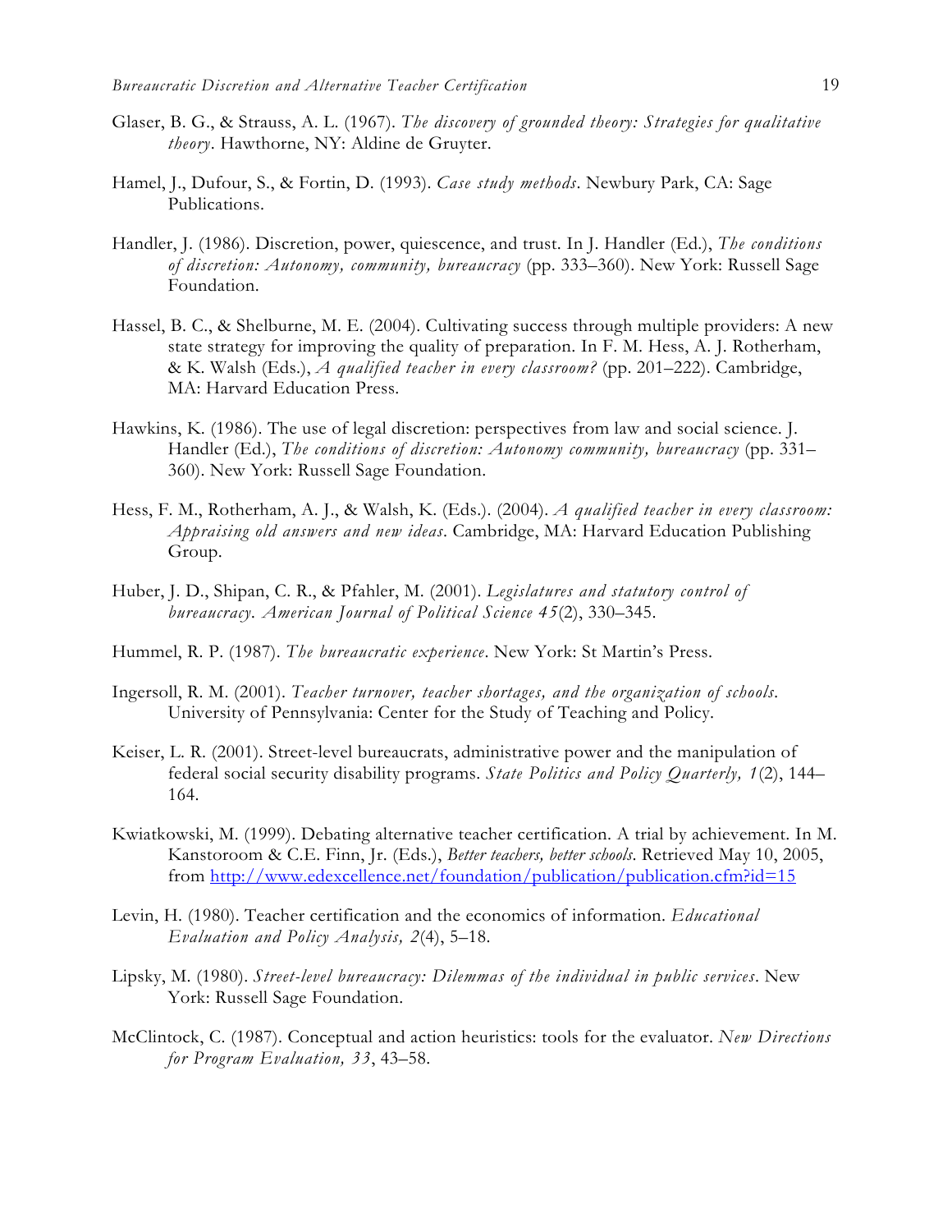Glaser, B. G., & Strauss, A. L. (1967). *The discovery of grounded theory: Strategies for qualitative theory*. Hawthorne, NY: Aldine de Gruyter.

Hamel, J., Dufour, S., & Fortin, D. (1993). *Case study methods*. Newbury Park, CA: Sage Publications.

Handler, J. (1986). Discretion, power, quiescence, and trust. In J. Handler (Ed.), *The conditions of discretion: Autonomy, community, bureaucracy* (pp. 333–360). New York: Russell Sage Foundation.

Hassel, B. C., & Shelburne, M. E. (2004). Cultivating success through multiple providers: A new state strategy for improving the quality of preparation. In F. M. Hess, A. J. Rotherham, & K. Walsh (Eds.), *A qualified teacher in every classroom?* (pp. 201–222). Cambridge, MA: Harvard Education Press.

Hawkins, K. (1986). The use of legal discretion: perspectives from law and social science. J. Handler (Ed.), *The conditions of discretion: Autonomy community, bureaucracy* (pp. 331–360). New York: Russell Sage Foundation.

Hess, F. M., Rotherham, A. J., & Walsh, K. (Eds.). (2004). *A qualified teacher in every classroom: Appraising old answers and new ideas*. Cambridge, MA: Harvard Education Publishing Group.

Huber, J. D., Shipan, C. R., & Pfahler, M. (2001). *Legislatures and statutory control of bureaucracy. American Journal of Political Science 45*(2), 330–345.

Hummel, R. P. (1987). *The bureaucratic experience*. New York: St Martin's Press.

Ingersoll, R. M. (2001). *Teacher turnover, teacher shortages, and the organization of schools*. University of Pennsylvania: Center for the Study of Teaching and Policy.

Keiser, L. R. (2001). Street-level bureaucrats, administrative power and the manipulation of federal social security disability programs. *State Politics and Policy Quarterly, 1*(2), 144–164.

Kwiatkowski, M. (1999). Debating alternative teacher certification. A trial by achievement. In M. Kanstoroom & C.E. Finn, Jr. (Eds.), *Better teachers, better schools*. Retrieved May 10, 2005, from http://www.edexcellence.net/foundation/publication/publication.cfm?id=15

Levin, H. (1980). Teacher certification and the economics of information. *Educational Evaluation and Policy Analysis, 2*(4), 5–18.

Lipsky, M. (1980). *Street-level bureaucracy: Dilemmas of the individual in public services*. New York: Russell Sage Foundation.

McClintock, C. (1987). Conceptual and action heuristics: tools for the evaluator. *New Directions for Program Evaluation, 33*, 43–58.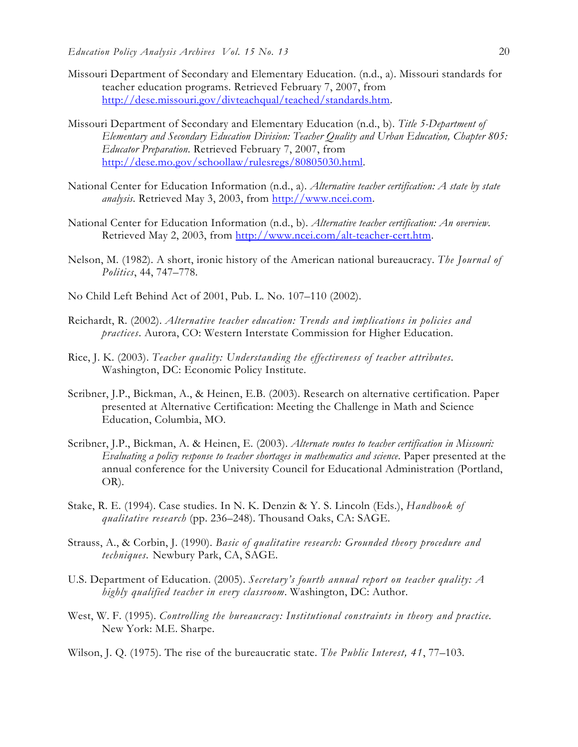Missouri Department of Secondary and Elementary Education. (n.d., a). Missouri standards for teacher education programs. Retrieved February 7, 2007, from http://dese.missouri.gov/divteachqual/teached/standards.htm.

Missouri Department of Secondary and Elementary Education (n.d., b). *Title 5-Department of Elementary and Secondary Education Division: Teacher Quality and Urban Education, Chapter 805: Educator Preparation.* Retrieved February 7, 2007, from http://dese.mo.gov/schoollaw/rulesregs/80805030.html.

National Center for Education Information (n.d., a). *Alternative teacher certification: A state by state analysis.* Retrieved May 3, 2003, from http://www.ncei.com.

National Center for Education Information (n.d., b). *Alternative teacher certification: An overview.* Retrieved May 2, 2003, from http://www.ncei.com/alt-teacher-cert.htm.

Nelson, M. (1982). A short, ironic history of the American national bureaucracy. *The Journal of Politics*, 44, 747–778.

No Child Left Behind Act of 2001, Pub. L. No. 107–110 (2002).

Reichardt, R. (2002). *Alternative teacher education: Trends and implications in policies and practices*. Aurora, CO: Western Interstate Commission for Higher Education.

Rice, J. K. (2003). *Teacher quality: Understanding the effectiveness of teacher attributes*. Washington, DC: Economic Policy Institute.

Scribner, J.P., Bickman, A., & Heinen, E.B. (2003). Research on alternative certification. Paper presented at Alternative Certification: Meeting the Challenge in Math and Science Education, Columbia, MO.

Scribner, J.P., Bickman, A. & Heinen, E. (2003). *Alternate routes to teacher certification in Missouri: Evaluating a policy response to teacher shortages in mathematics and science.* Paper presented at the annual conference for the University Council for Educational Administration (Portland, OR).

Stake, R. E. (1994). Case studies. In N. K. Denzin & Y. S. Lincoln (Eds.), *Handbook of qualitative research* (pp. 236–248). Thousand Oaks, CA: SAGE.

Strauss, A., & Corbin, J. (1990). *Basic of qualitative research: Grounded theory procedure and techniques.* Newbury Park, CA, SAGE.

U.S. Department of Education. (2005). *Secretary's fourth annual report on teacher quality: A highly qualified teacher in every classroom*. Washington, DC: Author.

West, W. F. (1995). *Controlling the bureaucracy: Institutional constraints in theory and practice.* New York: M.E. Sharpe.

Wilson, J. Q. (1975). The rise of the bureaucratic state. *The Public Interest, 41*, 77–103.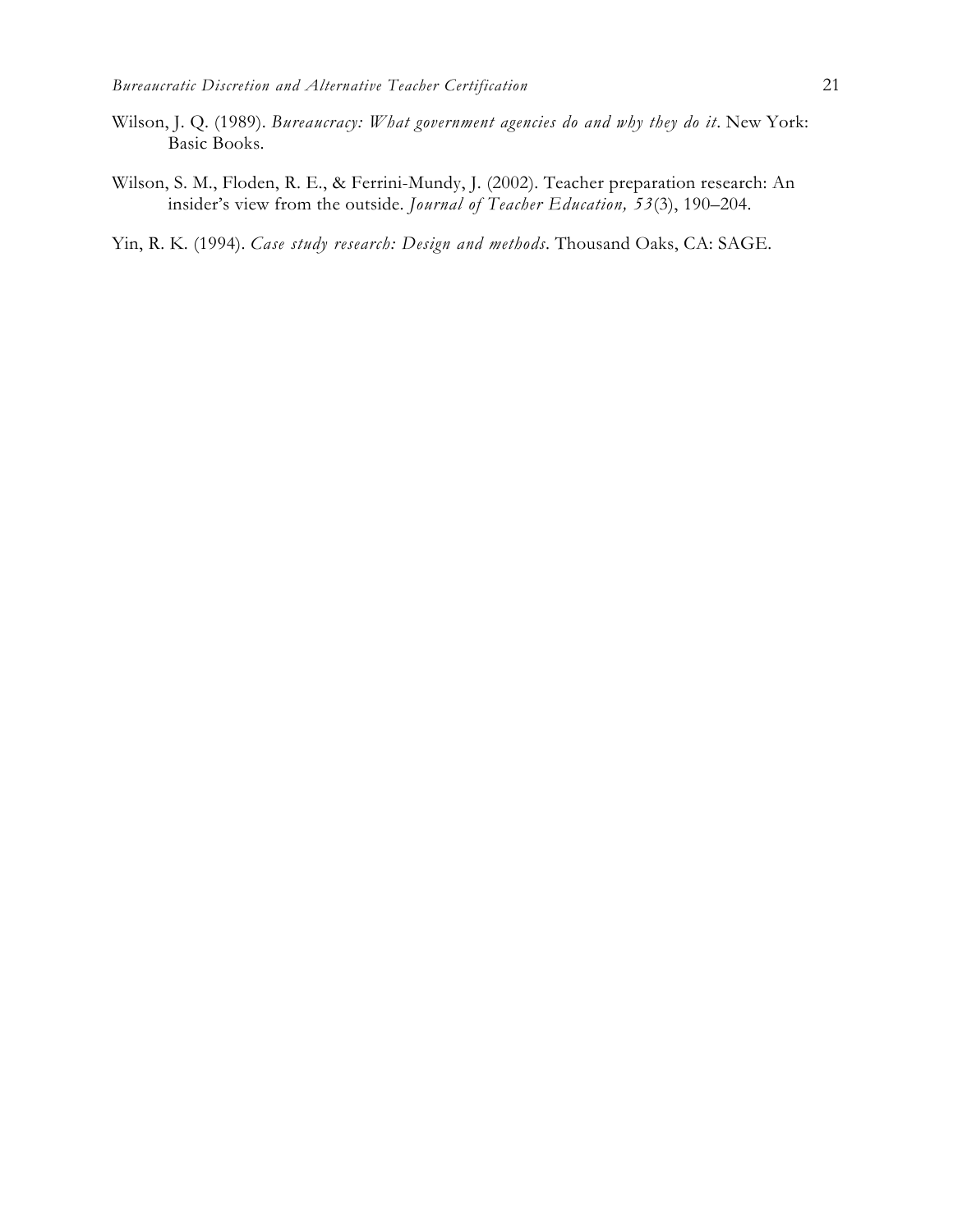Wilson, J. Q. (1989). *Bureaucracy: What government agencies do and why they do it*. New York: Basic Books.

Wilson, S. M., Floden, R. E., & Ferrini-Mundy, J. (2002). Teacher preparation research: An insider's view from the outside. *Journal of Teacher Education, 53*(3), 190–204.

Yin, R. K. (1994). *Case study research: Design and methods*. Thousand Oaks, CA: SAGE.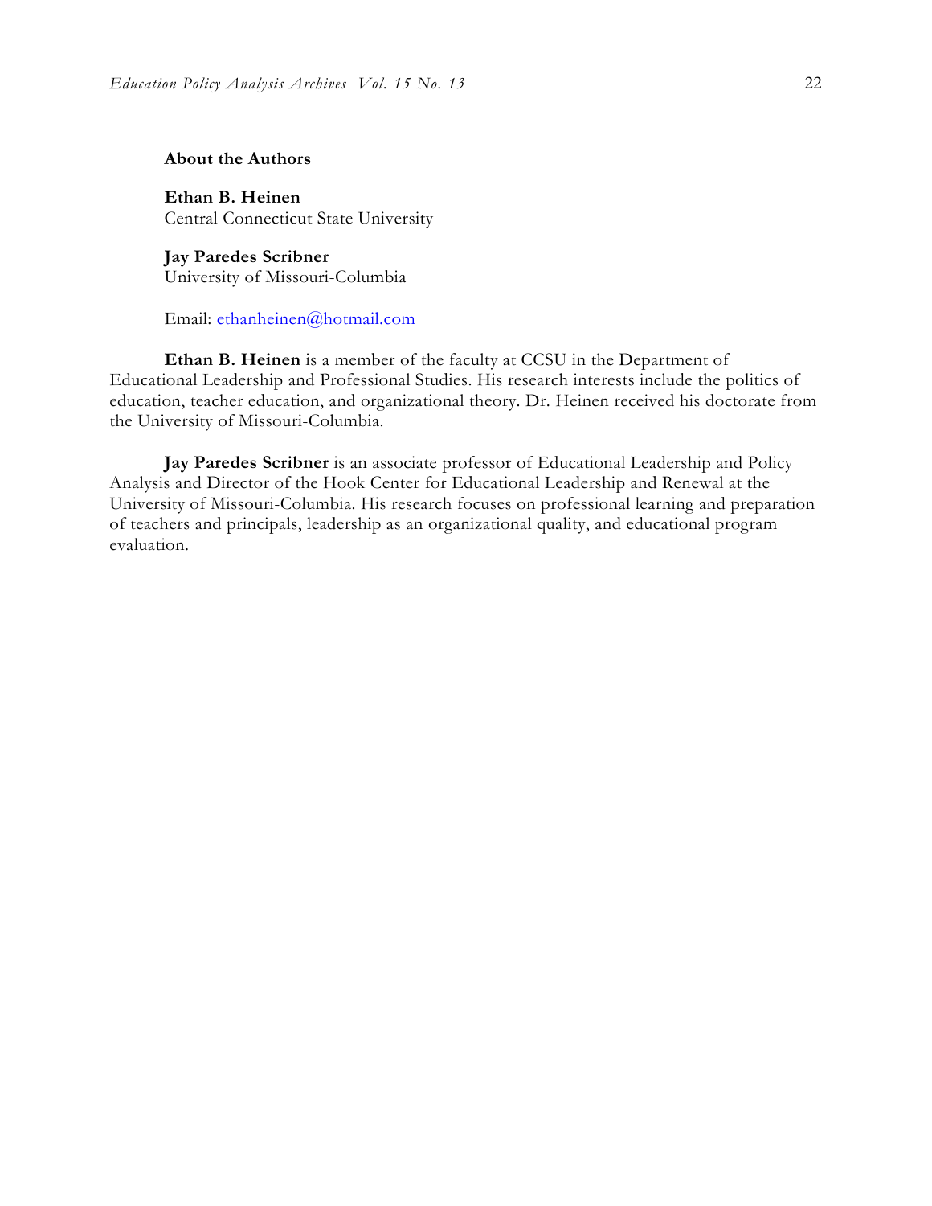## About the Authors

**Ethan B. Heinen**
Central Connecticut State University

**Jay Paredes Scribner**
University of Missouri-Columbia

Email: ethanheinen@hotmail.com

**Ethan B. Heinen** is a member of the faculty at CCSU in the Department of Educational Leadership and Professional Studies. His research interests include the politics of education, teacher education, and organizational theory. Dr. Heinen received his doctorate from the University of Missouri-Columbia.

**Jay Paredes Scribner** is an associate professor of Educational Leadership and Policy Analysis and Director of the Hook Center for Educational Leadership and Renewal at the University of Missouri-Columbia. His research focuses on professional learning and preparation of teachers and principals, leadership as an organizational quality, and educational program evaluation.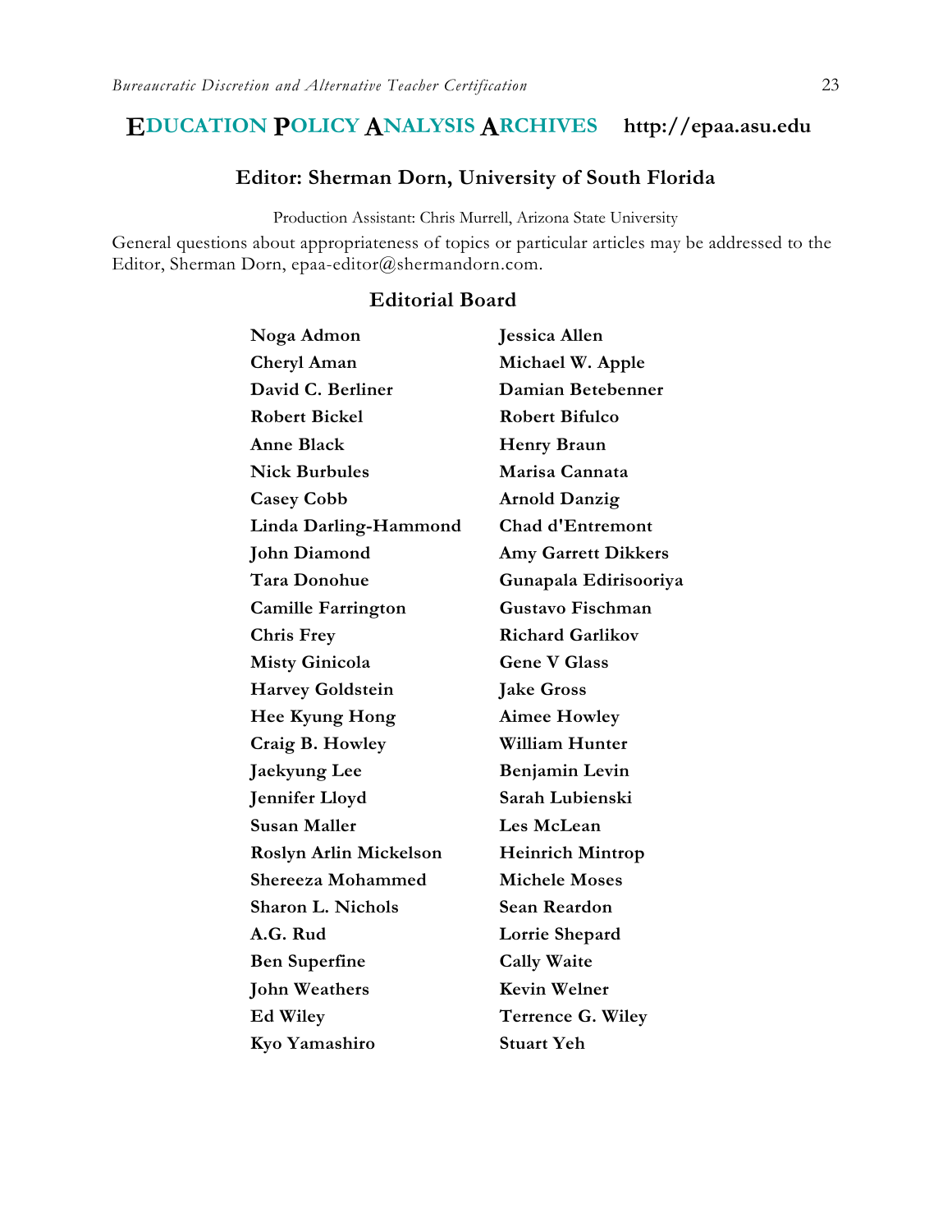# EDUCATION POLICY ANALYSIS ARCHIVES http://epaa.asu.edu

## Editor: Sherman Dorn, University of South Florida

Production Assistant: Chris Murrell, Arizona State University

General questions about appropriateness of topics or particular articles may be addressed to the Editor, Sherman Dorn, epaa-editor@shermandorn.com.

### Editorial Board

**Noga Admon**
**Jessica Allen**
**Cheryl Aman**
**Michael W. Apple**
**David C. Berliner**
**Damian Betebenner**
**Robert Bickel**
**Robert Bifulco**
**Anne Black**
**Henry Braun**
**Nick Burbules**
**Marisa Cannata**
**Casey Cobb**
**Arnold Danzig**
**Linda Darling-Hammond**
**Chad d'Entremont**
**John Diamond**
**Amy Garrett Dikkers**
**Tara Donohue**
**Gunapala Edirisooriya**
**Camille Farrington**
**Gustavo Fischman**
**Chris Frey**
**Richard Garlikov**
**Misty Ginicola**
**Gene V Glass**
**Harvey Goldstein**
**Jake Gross**
**Hee Kyung Hong**
**Aimee Howley**
**Craig B. Howley**
**William Hunter**
**Jaekyung Lee**
**Benjamin Levin**
**Jennifer Lloyd**
**Sarah Lubienski**
**Susan Maller**
**Les McLean**
**Roslyn Arlin Mickelson**
**Heinrich Mintrop**
**Shereeza Mohammed**
**Michele Moses**
**Sharon L. Nichols**
**Sean Reardon**
**A.G. Rud**
**Lorrie Shepard**
**Ben Superfine**
**Cally Waite**
**John Weathers**
**Kevin Welner**
**Ed Wiley**
**Terrence G. Wiley**
**Kyo Yamashiro**
**Stuart Yeh**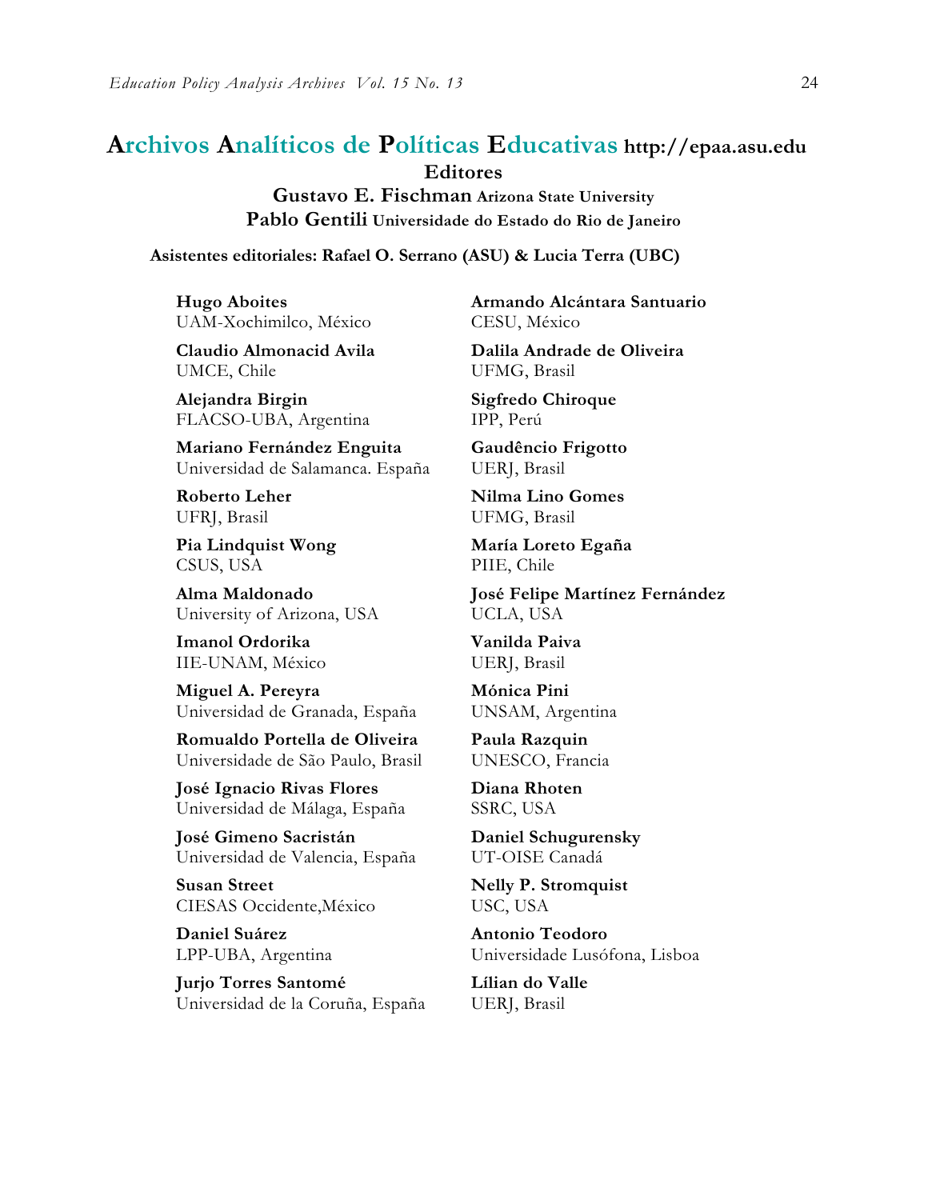# Archivos Analíticos de Políticas Educativas http://epaa.asu.edu

**Editores**

**Gustavo E. Fischman Arizona State University**

**Pablo Gentili Universidade do Estado do Rio de Janeiro**

**Asistentes editoriales: Rafael O. Serrano (ASU) & Lucia Terra (UBC)**

**Hugo Aboites**
UAM-Xochimilco, México

**Armando Alcántara Santuario**
CESU, México

**Claudio Almonacid Avila**
UMCE, Chile

**Dalila Andrade de Oliveira**
UFMG, Brasil

**Alejandra Birgin**
FLACSO-UBA, Argentina

**Sigfredo Chiroque**
IPP, Perú

**Mariano Fernández Enguita**
Universidad de Salamanca. España

**Gaudêncio Frigotto**
UERJ, Brasil

**Roberto Leher**
UFRJ, Brasil

**Nilma Lino Gomes**
UFMG, Brasil

**Pia Lindquist Wong**
CSUS, USA

**María Loreto Egaña**
PIIE, Chile

**Alma Maldonado**
University of Arizona, USA

**José Felipe Martínez Fernández**
UCLA, USA

**Imanol Ordorika**
IIE-UNAM, México

**Vanilda Paiva**
UERJ, Brasil

**Miguel A. Pereyra**
Universidad de Granada, España

**Mónica Pini**
UNSAM, Argentina

**Romualdo Portella de Oliveira**
Universidade de São Paulo, Brasil

**Paula Razquin**
UNESCO, Francia

**José Ignacio Rivas Flores**
Universidad de Málaga, España

**Diana Rhoten**
SSRC, USA

**José Gimeno Sacristán**
Universidad de Valencia, España

**Daniel Schugurensky**
UT-OISE Canadá

**Susan Street**
CIESAS Occidente,México

**Nelly P. Stromquist**
USC, USA

**Daniel Suárez**
LPP-UBA, Argentina

**Antonio Teodoro**
Universidade Lusófona, Lisboa

**Jurjo Torres Santomé**
Universidad de la Coruña, España

**Lílian do Valle**
UERJ, Brasil